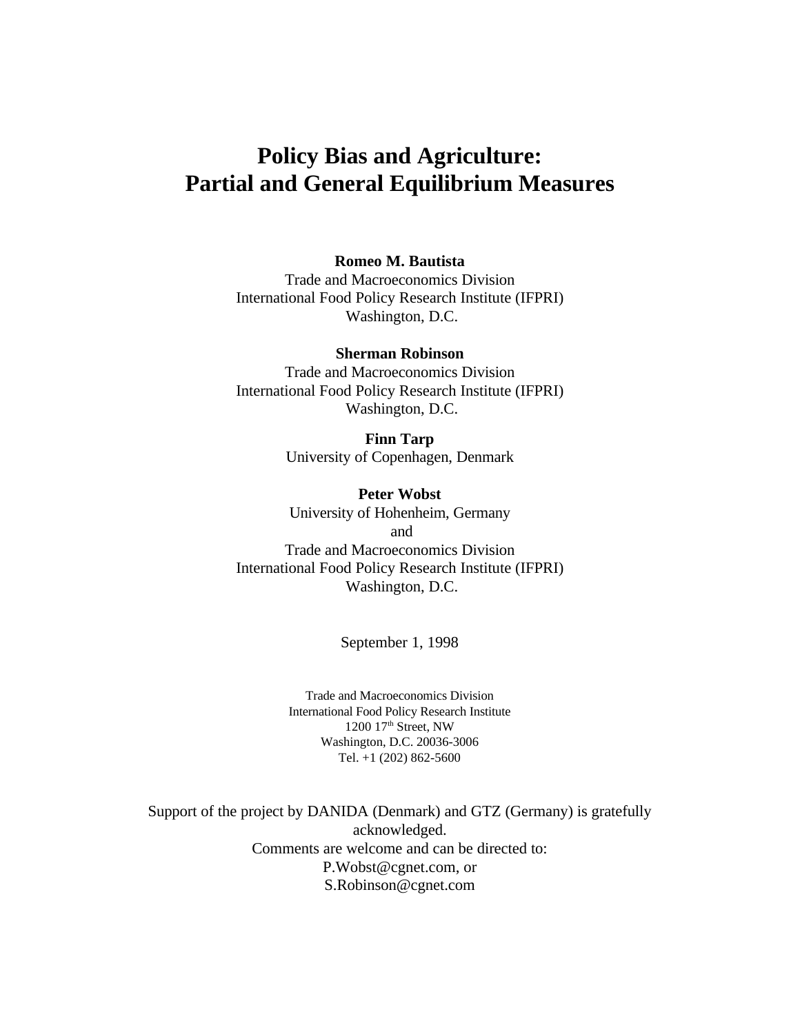# Policy Bias and Agriculture: Partial and General Equilibrium Measures

**Romeo M. Bautista**
Trade and Macroeconomics Division
International Food Policy Research Institute (IFPRI)
Washington, D.C.

**Sherman Robinson**
Trade and Macroeconomics Division
International Food Policy Research Institute (IFPRI)
Washington, D.C.

**Finn Tarp**
University of Copenhagen, Denmark

**Peter Wobst**
University of Hohenheim, Germany
and
Trade and Macroeconomics Division
International Food Policy Research Institute (IFPRI)
Washington, D.C.

September 1, 1998

Trade and Macroeconomics Division
International Food Policy Research Institute
1200 17th Street, NW
Washington, D.C. 20036-3006
Tel. +1 (202) 862-5600

Support of the project by DANIDA (Denmark) and GTZ (Germany) is gratefully acknowledged.
Comments are welcome and can be directed to:
P.Wobst@cgnet.com, or
S.Robinson@cgnet.com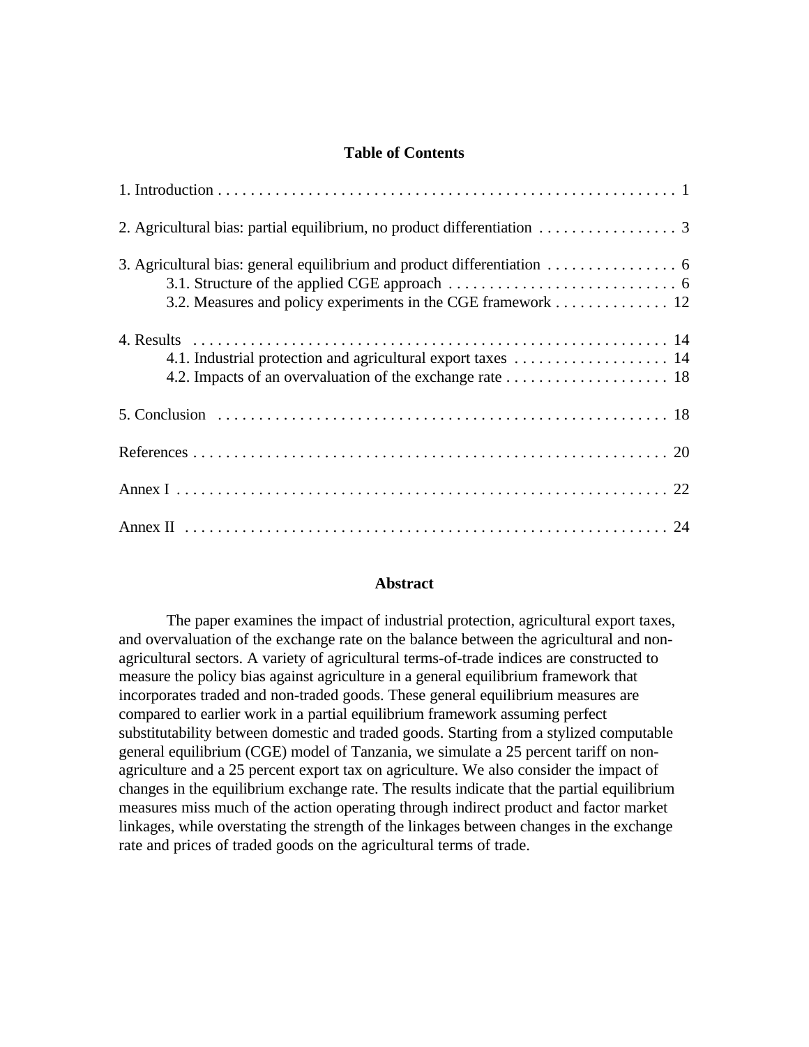## Table of Contents

1. Introduction . . . . . . . . . . . . . . . . . . . . . . . . . . . . . . . . . . . . . . . . . . . . . . . . . . . . . . . . . 1

2. Agricultural bias: partial equilibrium, no product differentiation . . . . . . . . . . . . . . . . . 3

3. Agricultural bias: general equilibrium and product differentiation . . . . . . . . . . . . . . . . 6
   - 3.1. Structure of the applied CGE approach . . . . . . . . . . . . . . . . . . . . . . . . . . . . 6
   - 3.2. Measures and policy experiments in the CGE framework . . . . . . . . . . . . . . 12

4. Results . . . . . . . . . . . . . . . . . . . . . . . . . . . . . . . . . . . . . . . . . . . . . . . . . . . . . . . . . . . 14
   - 4.1. Industrial protection and agricultural export taxes . . . . . . . . . . . . . . . . . . . 14
   - 4.2. Impacts of an overvaluation of the exchange rate . . . . . . . . . . . . . . . . . . . . 18

5. Conclusion . . . . . . . . . . . . . . . . . . . . . . . . . . . . . . . . . . . . . . . . . . . . . . . . . . . . . . . 18

References . . . . . . . . . . . . . . . . . . . . . . . . . . . . . . . . . . . . . . . . . . . . . . . . . . . . . . . . . . 20

Annex I . . . . . . . . . . . . . . . . . . . . . . . . . . . . . . . . . . . . . . . . . . . . . . . . . . . . . . . . . . . . 22

Annex II . . . . . . . . . . . . . . . . . . . . . . . . . . . . . . . . . . . . . . . . . . . . . . . . . . . . . . . . . . . 24

## Abstract

The paper examines the impact of industrial protection, agricultural export taxes, and overvaluation of the exchange rate on the balance between the agricultural and non-agricultural sectors. A variety of agricultural terms-of-trade indices are constructed to measure the policy bias against agriculture in a general equilibrium framework that incorporates traded and non-traded goods. These general equilibrium measures are compared to earlier work in a partial equilibrium framework assuming perfect substitutability between domestic and traded goods. Starting from a stylized computable general equilibrium (CGE) model of Tanzania, we simulate a 25 percent tariff on non-agriculture and a 25 percent export tax on agriculture. We also consider the impact of changes in the equilibrium exchange rate. The results indicate that the partial equilibrium measures miss much of the action operating through indirect product and factor market linkages, while overstating the strength of the linkages between changes in the exchange rate and prices of traded goods on the agricultural terms of trade.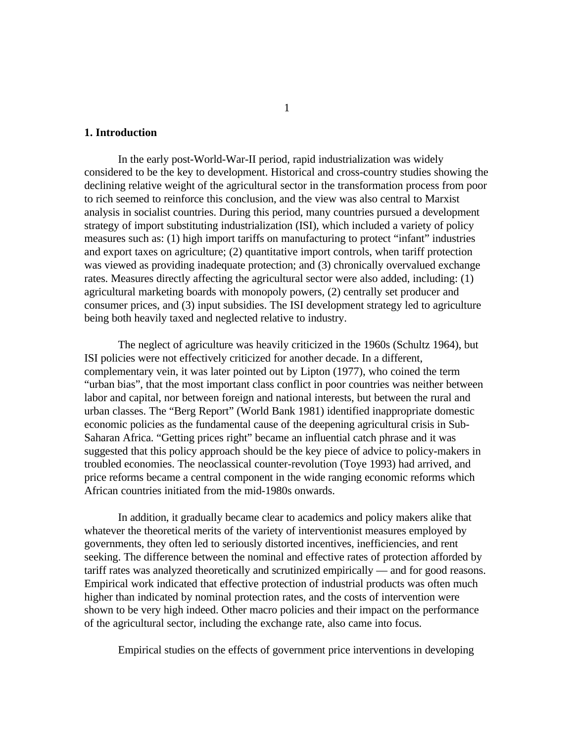## 1. Introduction

In the early post-World-War-II period, rapid industrialization was widely considered to be the key to development. Historical and cross-country studies showing the declining relative weight of the agricultural sector in the transformation process from poor to rich seemed to reinforce this conclusion, and the view was also central to Marxist analysis in socialist countries. During this period, many countries pursued a development strategy of import substituting industrialization (ISI), which included a variety of policy measures such as: (1) high import tariffs on manufacturing to protect "infant" industries and export taxes on agriculture; (2) quantitative import controls, when tariff protection was viewed as providing inadequate protection; and (3) chronically overvalued exchange rates. Measures directly affecting the agricultural sector were also added, including: (1) agricultural marketing boards with monopoly powers, (2) centrally set producer and consumer prices, and (3) input subsidies. The ISI development strategy led to agriculture being both heavily taxed and neglected relative to industry.

The neglect of agriculture was heavily criticized in the 1960s (Schultz 1964), but ISI policies were not effectively criticized for another decade. In a different, complementary vein, it was later pointed out by Lipton (1977), who coined the term "urban bias", that the most important class conflict in poor countries was neither between labor and capital, nor between foreign and national interests, but between the rural and urban classes. The "Berg Report" (World Bank 1981) identified inappropriate domestic economic policies as the fundamental cause of the deepening agricultural crisis in Sub-Saharan Africa. "Getting prices right" became an influential catch phrase and it was suggested that this policy approach should be the key piece of advice to policy-makers in troubled economies. The neoclassical counter-revolution (Toye 1993) had arrived, and price reforms became a central component in the wide ranging economic reforms which African countries initiated from the mid-1980s onwards.

In addition, it gradually became clear to academics and policy makers alike that whatever the theoretical merits of the variety of interventionist measures employed by governments, they often led to seriously distorted incentives, inefficiencies, and rent seeking. The difference between the nominal and effective rates of protection afforded by tariff rates was analyzed theoretically and scrutinized empirically — and for good reasons. Empirical work indicated that effective protection of industrial products was often much higher than indicated by nominal protection rates, and the costs of intervention were shown to be very high indeed. Other macro policies and their impact on the performance of the agricultural sector, including the exchange rate, also came into focus.

Empirical studies on the effects of government price interventions in developing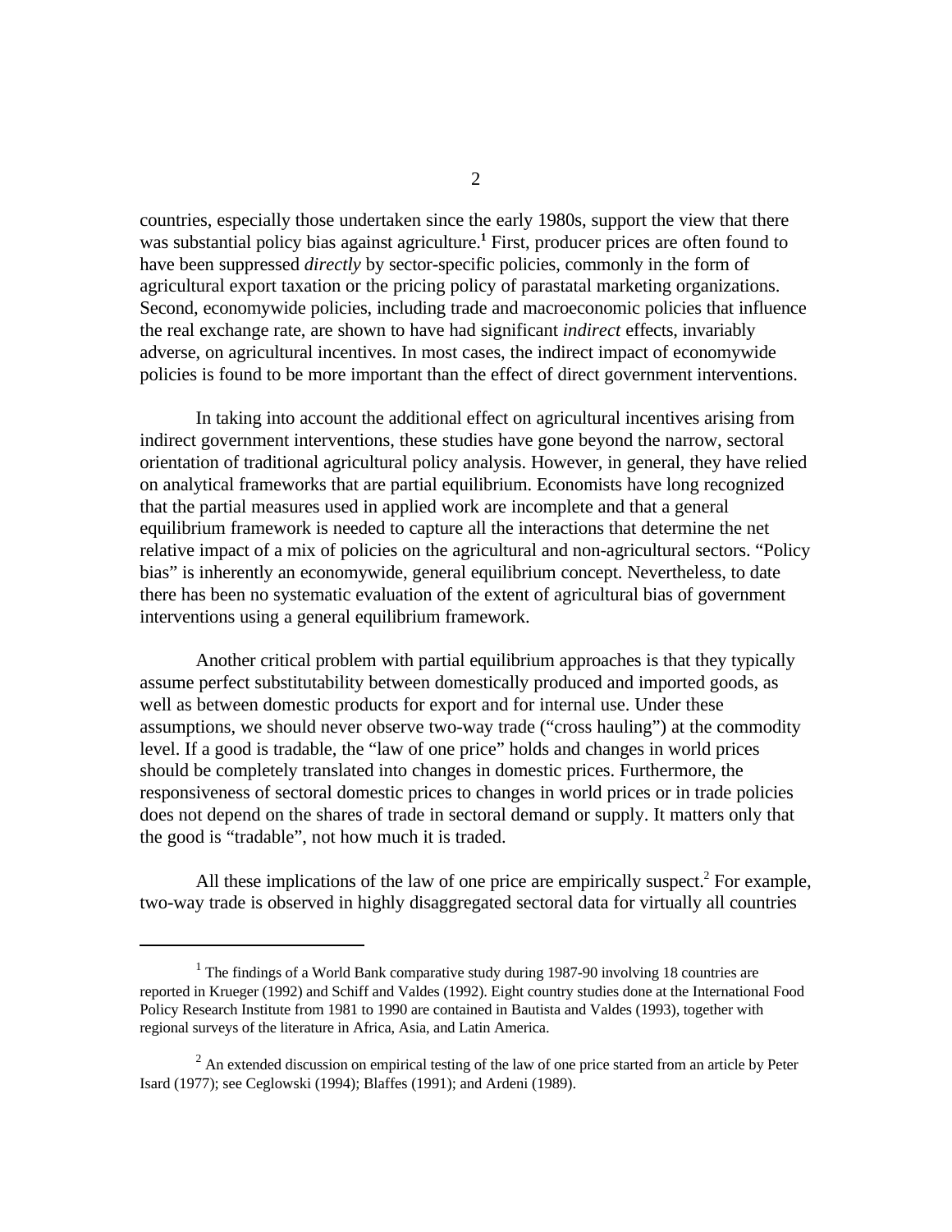countries, especially those undertaken since the early 1980s, support the view that there was substantial policy bias against agriculture.[1] First, producer prices are often found to have been suppressed *directly* by sector-specific policies, commonly in the form of agricultural export taxation or the pricing policy of parastatal marketing organizations. Second, economywide policies, including trade and macroeconomic policies that influence the real exchange rate, are shown to have had significant *indirect* effects, invariably adverse, on agricultural incentives. In most cases, the indirect impact of economywide policies is found to be more important than the effect of direct government interventions.

In taking into account the additional effect on agricultural incentives arising from indirect government interventions, these studies have gone beyond the narrow, sectoral orientation of traditional agricultural policy analysis. However, in general, they have relied on analytical frameworks that are partial equilibrium. Economists have long recognized that the partial measures used in applied work are incomplete and that a general equilibrium framework is needed to capture all the interactions that determine the net relative impact of a mix of policies on the agricultural and non-agricultural sectors. "Policy bias" is inherently an economywide, general equilibrium concept. Nevertheless, to date there has been no systematic evaluation of the extent of agricultural bias of government interventions using a general equilibrium framework.

Another critical problem with partial equilibrium approaches is that they typically assume perfect substitutability between domestically produced and imported goods, as well as between domestic products for export and for internal use. Under these assumptions, we should never observe two-way trade ("cross hauling") at the commodity level. If a good is tradable, the "law of one price" holds and changes in world prices should be completely translated into changes in domestic prices. Furthermore, the responsiveness of sectoral domestic prices to changes in world prices or in trade policies does not depend on the shares of trade in sectoral demand or supply. It matters only that the good is "tradable", not how much it is traded.

All these implications of the law of one price are empirically suspect.[2] For example, two-way trade is observed in highly disaggregated sectoral data for virtually all countries

---

[1] The findings of a World Bank comparative study during 1987-90 involving 18 countries are reported in Krueger (1992) and Schiff and Valdes (1992). Eight country studies done at the International Food Policy Research Institute from 1981 to 1990 are contained in Bautista and Valdes (1993), together with regional surveys of the literature in Africa, Asia, and Latin America.

[2] An extended discussion on empirical testing of the law of one price started from an article by Peter Isard (1977); see Ceglowski (1994); Blaffes (1991); and Ardeni (1989).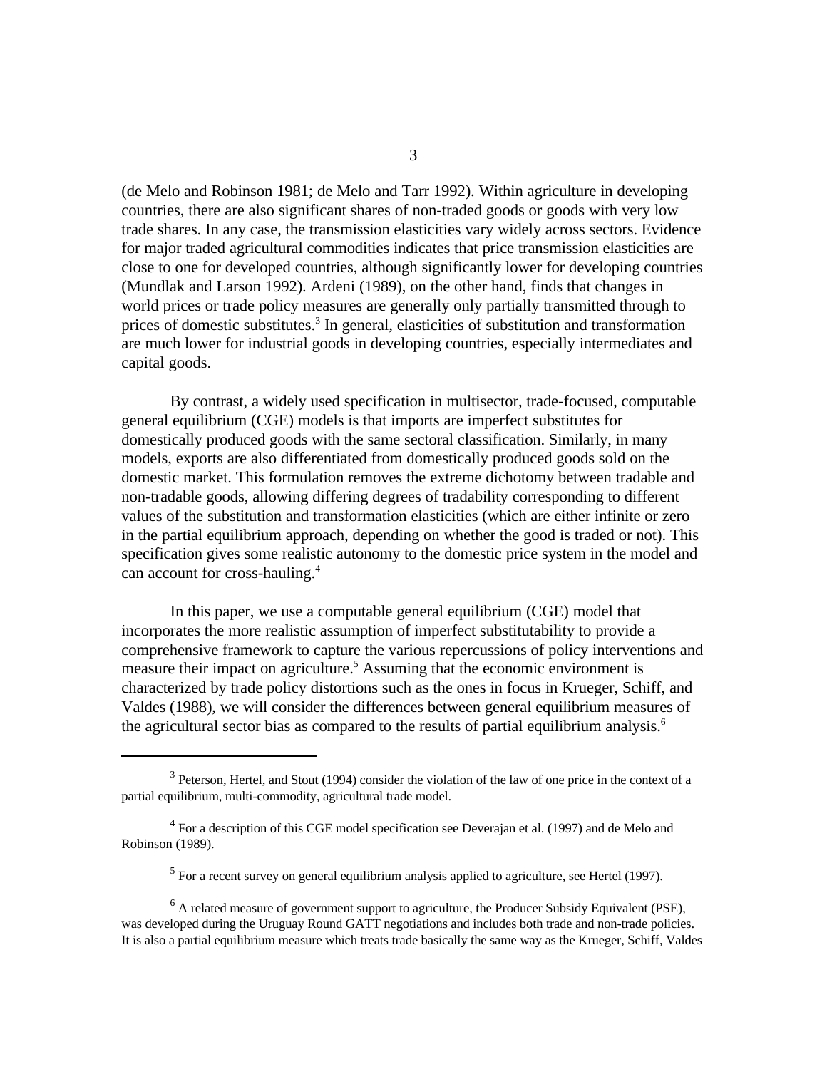(de Melo and Robinson 1981; de Melo and Tarr 1992). Within agriculture in developing countries, there are also significant shares of non-traded goods or goods with very low trade shares. In any case, the transmission elasticities vary widely across sectors. Evidence for major traded agricultural commodities indicates that price transmission elasticities are close to one for developed countries, although significantly lower for developing countries (Mundlak and Larson 1992). Ardeni (1989), on the other hand, finds that changes in world prices or trade policy measures are generally only partially transmitted through to prices of domestic substitutes.[3] In general, elasticities of substitution and transformation are much lower for industrial goods in developing countries, especially intermediates and capital goods.

By contrast, a widely used specification in multisector, trade-focused, computable general equilibrium (CGE) models is that imports are imperfect substitutes for domestically produced goods with the same sectoral classification. Similarly, in many models, exports are also differentiated from domestically produced goods sold on the domestic market. This formulation removes the extreme dichotomy between tradable and non-tradable goods, allowing differing degrees of tradability corresponding to different values of the substitution and transformation elasticities (which are either infinite or zero in the partial equilibrium approach, depending on whether the good is traded or not). This specification gives some realistic autonomy to the domestic price system in the model and can account for cross-hauling.[4]

In this paper, we use a computable general equilibrium (CGE) model that incorporates the more realistic assumption of imperfect substitutability to provide a comprehensive framework to capture the various repercussions of policy interventions and measure their impact on agriculture.[5] Assuming that the economic environment is characterized by trade policy distortions such as the ones in focus in Krueger, Schiff, and Valdes (1988), we will consider the differences between general equilibrium measures of the agricultural sector bias as compared to the results of partial equilibrium analysis.[6]

---

[3] Peterson, Hertel, and Stout (1994) consider the violation of the law of one price in the context of a partial equilibrium, multi-commodity, agricultural trade model.

[4] For a description of this CGE model specification see Deverajan et al. (1997) and de Melo and Robinson (1989).

[5] For a recent survey on general equilibrium analysis applied to agriculture, see Hertel (1997).

[6] A related measure of government support to agriculture, the Producer Subsidy Equivalent (PSE), was developed during the Uruguay Round GATT negotiations and includes both trade and non-trade policies. It is also a partial equilibrium measure which treats trade basically the same way as the Krueger, Schiff, Valdes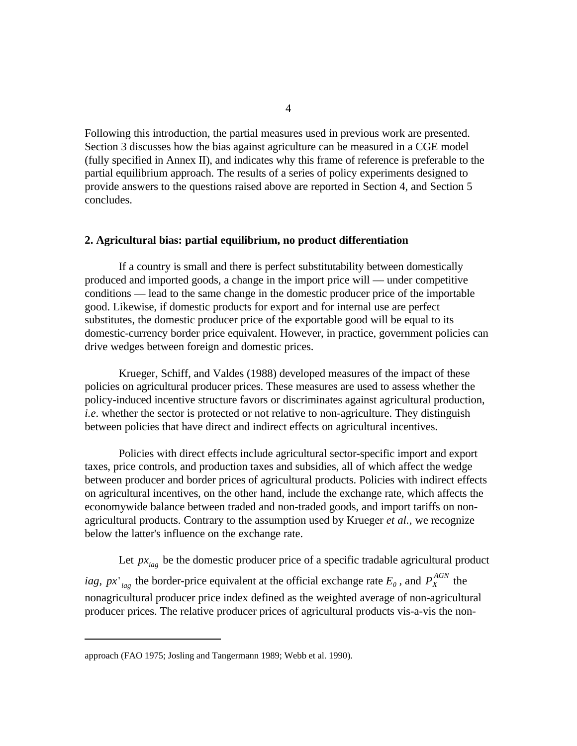Following this introduction, the partial measures used in previous work are presented. Section 3 discusses how the bias against agriculture can be measured in a CGE model (fully specified in Annex II), and indicates why this frame of reference is preferable to the partial equilibrium approach. The results of a series of policy experiments designed to provide answers to the questions raised above are reported in Section 4, and Section 5 concludes.

## 2. Agricultural bias: partial equilibrium, no product differentiation

If a country is small and there is perfect substitutability between domestically produced and imported goods, a change in the import price will — under competitive conditions — lead to the same change in the domestic producer price of the importable good. Likewise, if domestic products for export and for internal use are perfect substitutes, the domestic producer price of the exportable good will be equal to its domestic-currency border price equivalent. However, in practice, government policies can drive wedges between foreign and domestic prices.

Krueger, Schiff, and Valdes (1988) developed measures of the impact of these policies on agricultural producer prices. These measures are used to assess whether the policy-induced incentive structure favors or discriminates against agricultural production, *i.e*. whether the sector is protected or not relative to non-agriculture. They distinguish between policies that have direct and indirect effects on agricultural incentives.

Policies with direct effects include agricultural sector-specific import and export taxes, price controls, and production taxes and subsidies, all of which affect the wedge between producer and border prices of agricultural products. Policies with indirect effects on agricultural incentives, on the other hand, include the exchange rate, which affects the economywide balance between traded and non-traded goods, and import tariffs on non-agricultural products. Contrary to the assumption used by Krueger *et al.*, we recognize below the latter's influence on the exchange rate.

Let $px_{iag}$ be the domestic producer price of a specific tradable agricultural product *iag*, $px'_{iag}$ the border-price equivalent at the official exchange rate $E_0$, and $P_X^{AGN}$ the nonagricultural producer price index defined as the weighted average of non-agricultural producer prices. The relative producer prices of agricultural products vis-a-vis the non-

approach (FAO 1975; Josling and Tangermann 1989; Webb et al. 1990).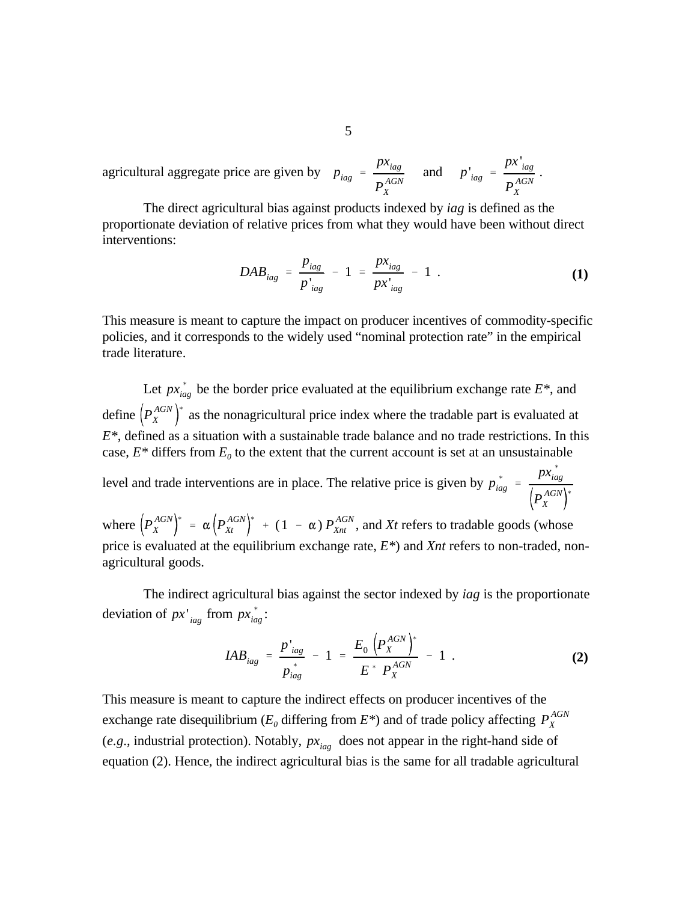agricultural aggregate price are given by $p_{iag} = \frac{px_{iag}}{P_X^{AGN}}$ and $p'_{iag} = \frac{px'_{iag}}{P_X^{AGN}}$.

The direct agricultural bias against products indexed by *iag* is defined as the proportionate deviation of relative prices from what they would have been without direct interventions:

$$DAB_{iag} = \frac{p_{iag}}{p'_{iag}} - 1 = \frac{px_{iag}}{px'_{iag}} - 1 \ . \tag{1}$$

This measure is meant to capture the impact on producer incentives of commodity-specific policies, and it corresponds to the widely used "nominal protection rate" in the empirical trade literature.

Let $px_{iag}^{*}$ be the border price evaluated at the equilibrium exchange rate $E^*$, and define $\left(P_X^{AGN}\right)^*$ as the nonagricultural price index where the tradable part is evaluated at $E^*$, defined as a situation with a sustainable trade balance and no trade restrictions. In this case, $E^*$ differs from $E_0$ to the extent that the current account is set at an unsustainable level and trade interventions are in place. The relative price is given by $p_{iag}^{*} = \frac{px_{iag}^{*}}{\left(P_X^{AGN}\right)^*}$ where $\left(P_X^{AGN}\right)^* = \alpha\left(P_{Xt}^{AGN}\right)^* + (1 - \alpha)\, P_{Xnt}^{AGN}$, and *Xt* refers to tradable goods (whose price is evaluated at the equilibrium exchange rate, $E^*$) and *Xnt* refers to non-traded, non-agricultural goods.

The indirect agricultural bias against the sector indexed by *iag* is the proportionate deviation of $px'_{iag}$ from $px_{iag}^{*}$:

$$IAB_{iag} = \frac{p'_{iag}}{p_{iag}^{*}} - 1 = \frac{E_0 \left(P_X^{AGN}\right)^*}{E^* \ P_X^{AGN}} - 1 \ . \tag{2}$$

This measure is meant to capture the indirect effects on producer incentives of the exchange rate disequilibrium ($E_0$ differing from $E^*$) and of trade policy affecting $P_X^{AGN}$ (*e.g.*, industrial protection). Notably, $px_{iag}$ does not appear in the right-hand side of equation (2). Hence, the indirect agricultural bias is the same for all tradable agricultural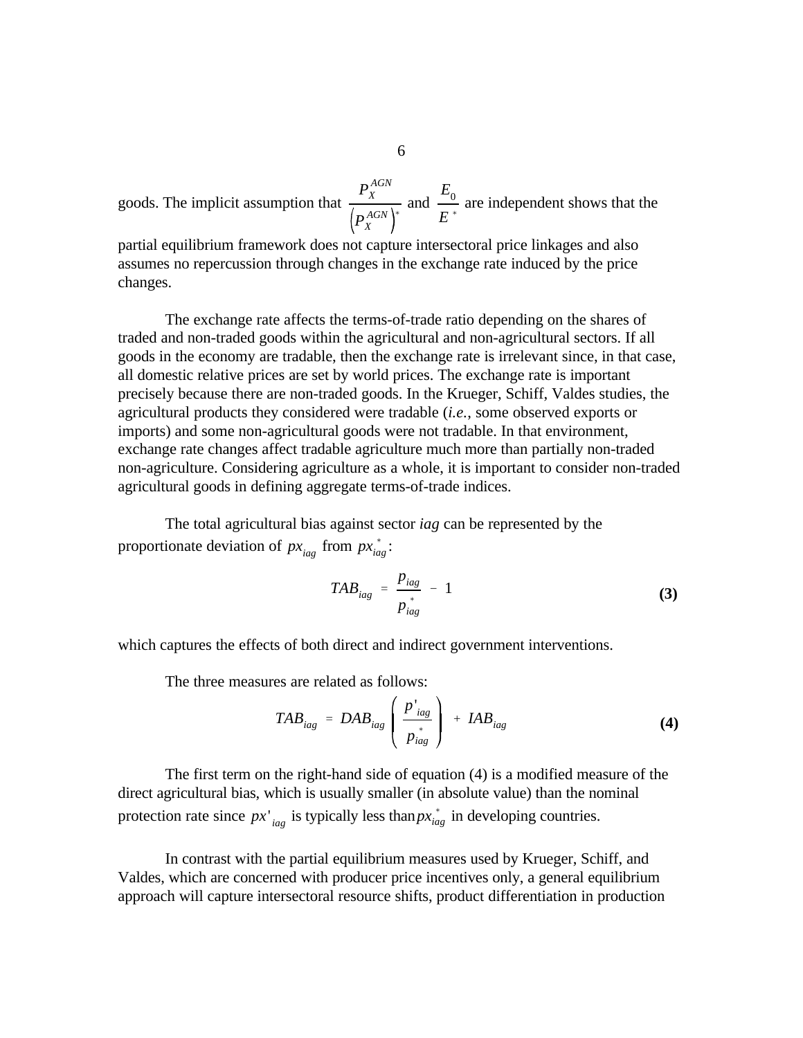goods. The implicit assumption that $\frac{P_X^{AGN}}{\left(P_X^{AGN}\right)^*}$ and $\frac{E_0}{E^*}$ are independent shows that the partial equilibrium framework does not capture intersectoral price linkages and also assumes no repercussion through changes in the exchange rate induced by the price changes.

The exchange rate affects the terms-of-trade ratio depending on the shares of traded and non-traded goods within the agricultural and non-agricultural sectors. If all goods in the economy are tradable, then the exchange rate is irrelevant since, in that case, all domestic relative prices are set by world prices. The exchange rate is important precisely because there are non-traded goods. In the Krueger, Schiff, Valdes studies, the agricultural products they considered were tradable (*i.e.*, some observed exports or imports) and some non-agricultural goods were not tradable. In that environment, exchange rate changes affect tradable agriculture much more than partially non-traded non-agriculture. Considering agriculture as a whole, it is important to consider non-traded agricultural goods in defining aggregate terms-of-trade indices.

The total agricultural bias against sector *iag* can be represented by the proportionate deviation of $px_{iag}$ from $px_{iag}^*$:

$$TAB_{iag} = \frac{p_{iag}}{p_{iag}^*} - 1 \tag{3}$$

which captures the effects of both direct and indirect government interventions.

The three measures are related as follows:

$$TAB_{iag} = DAB_{iag} \left( \frac{p'_{iag}}{p_{iag}^*} \right) + IAB_{iag} \tag{4}$$

The first term on the right-hand side of equation (4) is a modified measure of the direct agricultural bias, which is usually smaller (in absolute value) than the nominal protection rate since $px'_{iag}$ is typically less than $px_{iag}^*$ in developing countries.

In contrast with the partial equilibrium measures used by Krueger, Schiff, and Valdes, which are concerned with producer price incentives only, a general equilibrium approach will capture intersectoral resource shifts, product differentiation in production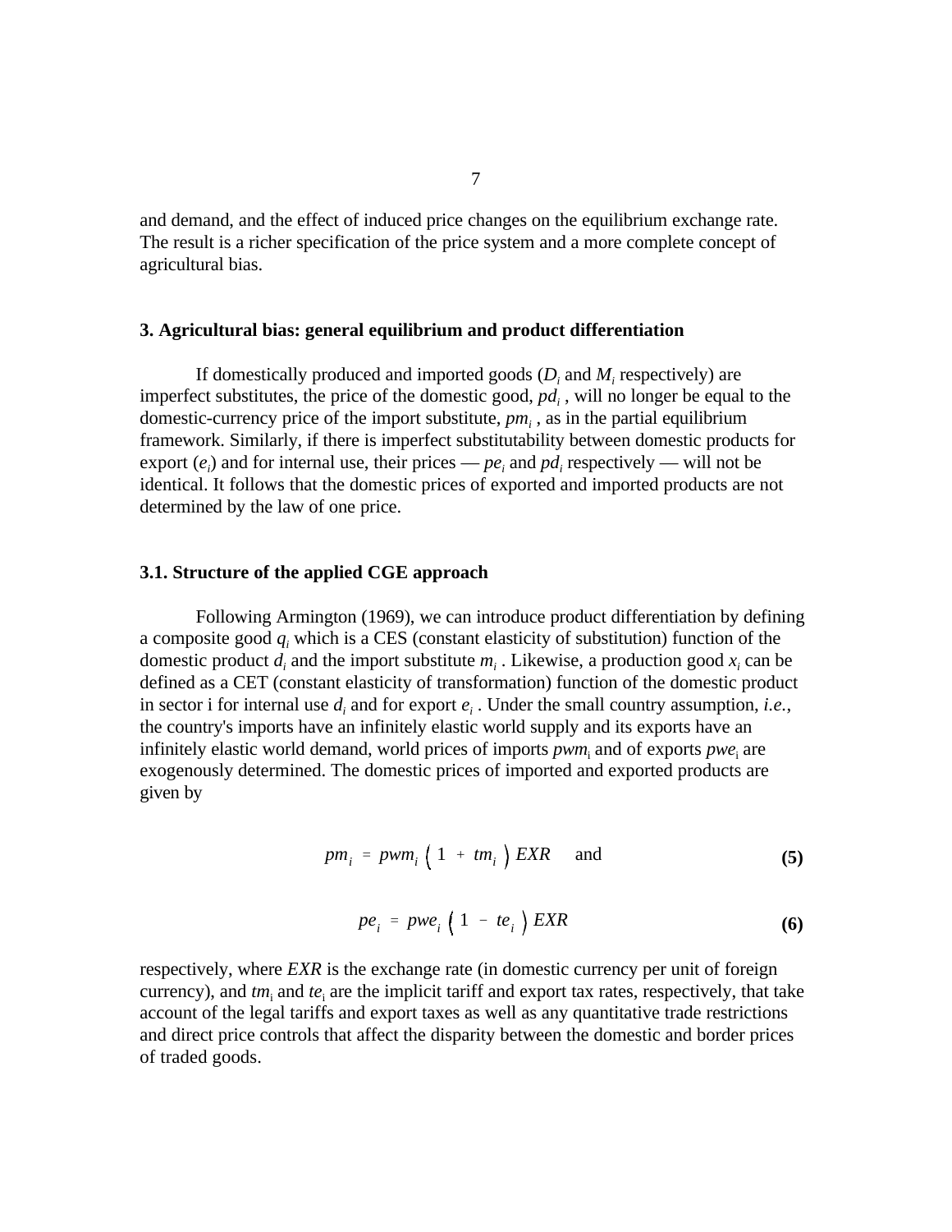and demand, and the effect of induced price changes on the equilibrium exchange rate. The result is a richer specification of the price system and a more complete concept of agricultural bias.

## 3. Agricultural bias: general equilibrium and product differentiation

If domestically produced and imported goods ($D_i$ and $M_i$ respectively) are imperfect substitutes, the price of the domestic good, $pd_i$, will no longer be equal to the domestic-currency price of the import substitute, $pm_i$, as in the partial equilibrium framework. Similarly, if there is imperfect substitutability between domestic products for export ($e_i$) and for internal use, their prices — $pe_i$ and $pd_i$ respectively — will not be identical. It follows that the domestic prices of exported and imported products are not determined by the law of one price.

### 3.1. Structure of the applied CGE approach

Following Armington (1969), we can introduce product differentiation by defining a composite good $q_i$ which is a CES (constant elasticity of substitution) function of the domestic product $d_i$ and the import substitute $m_i$. Likewise, a production good $x_i$ can be defined as a CET (constant elasticity of transformation) function of the domestic product in sector i for internal use $d_i$ and for export $e_i$. Under the small country assumption, *i.e.*, the country's imports have an infinitely elastic world supply and its exports have an infinitely elastic world demand, world prices of imports $pwm_i$ and of exports $pwe_i$ are exogenously determined. The domestic prices of imported and exported products are given by

$$pm_i = pwm_i \left( 1 + tm_i \right) EXR \quad \text{and} \tag{5}$$

$$pe_i = pwe_i \left( 1 - te_i \right) EXR \tag{6}$$

respectively, where *EXR* is the exchange rate (in domestic currency per unit of foreign currency), and $tm_i$ and $te_i$ are the implicit tariff and export tax rates, respectively, that take account of the legal tariffs and export taxes as well as any quantitative trade restrictions and direct price controls that affect the disparity between the domestic and border prices of traded goods.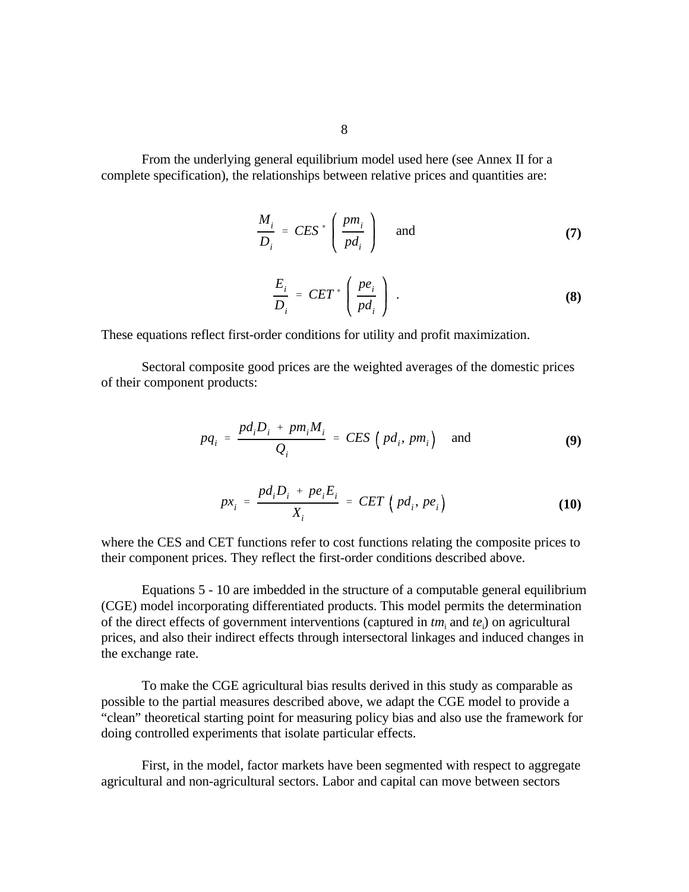From the underlying general equilibrium model used here (see Annex II for a complete specification), the relationships between relative prices and quantities are:

$$\frac{M_i}{D_i} = CES^* \left( \frac{pm_i}{pd_i} \right) \quad \text{and} \tag{7}$$

$$\frac{E_i}{D_i} = CET^* \left( \frac{pe_i}{pd_i} \right) \; . \tag{8}$$

These equations reflect first-order conditions for utility and profit maximization.

Sectoral composite good prices are the weighted averages of the domestic prices of their component products:

$$pq_i = \frac{pd_i D_i + pm_i M_i}{Q_i} = CES\left(pd_i, \, pm_i\right) \quad \text{and} \tag{9}$$

$$px_i = \frac{pd_i D_i + pe_i E_i}{X_i} = CET\left(pd_i, \, pe_i\right) \tag{10}$$

where the CES and CET functions refer to cost functions relating the composite prices to their component prices. They reflect the first-order conditions described above.

Equations 5 - 10 are imbedded in the structure of a computable general equilibrium (CGE) model incorporating differentiated products. This model permits the determination of the direct effects of government interventions (captured in $tm_i$ and $te_i$) on agricultural prices, and also their indirect effects through intersectoral linkages and induced changes in the exchange rate.

To make the CGE agricultural bias results derived in this study as comparable as possible to the partial measures described above, we adapt the CGE model to provide a "clean" theoretical starting point for measuring policy bias and also use the framework for doing controlled experiments that isolate particular effects.

First, in the model, factor markets have been segmented with respect to aggregate agricultural and non-agricultural sectors. Labor and capital can move between sectors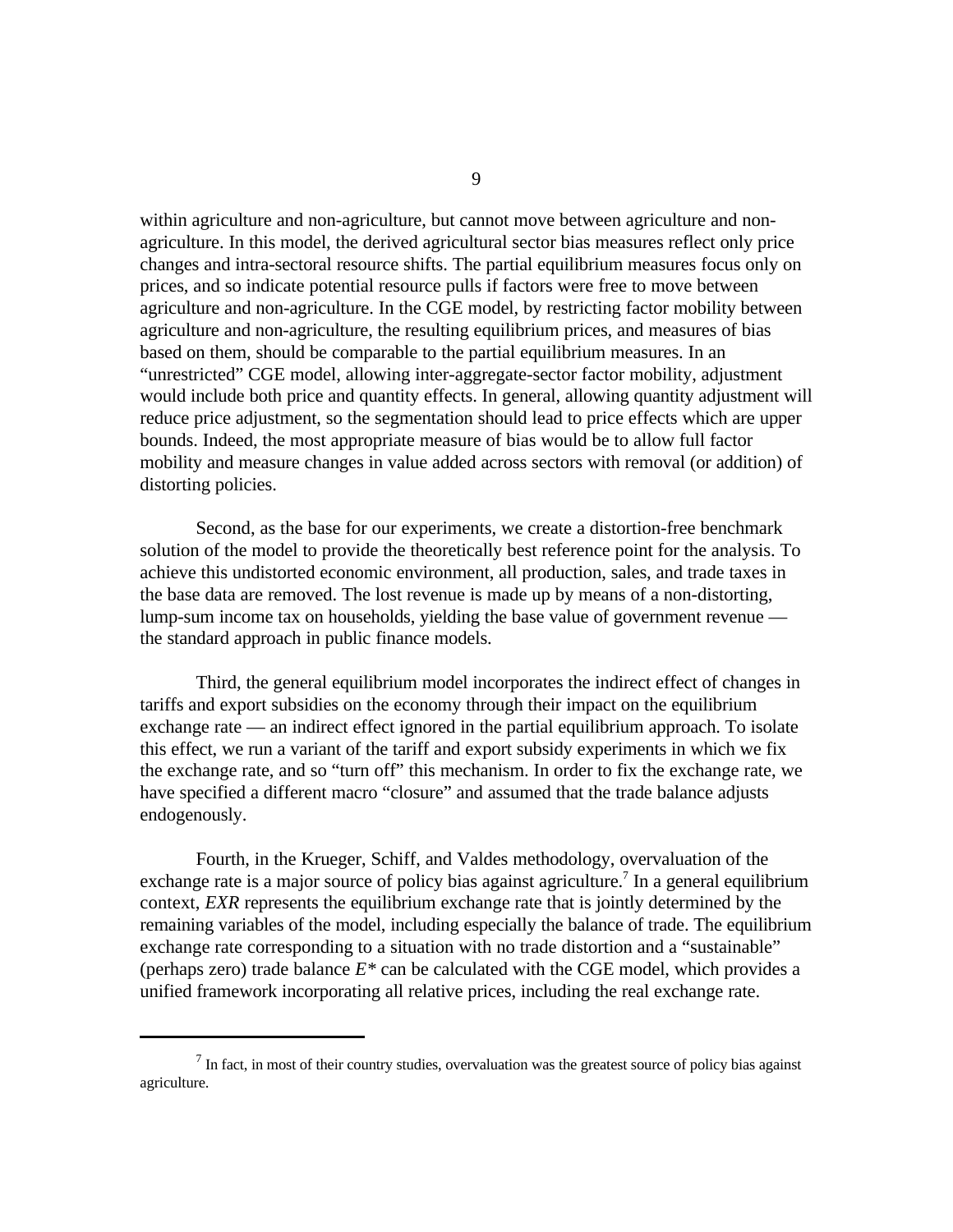within agriculture and non-agriculture, but cannot move between agriculture and non-agriculture. In this model, the derived agricultural sector bias measures reflect only price changes and intra-sectoral resource shifts. The partial equilibrium measures focus only on prices, and so indicate potential resource pulls if factors were free to move between agriculture and non-agriculture. In the CGE model, by restricting factor mobility between agriculture and non-agriculture, the resulting equilibrium prices, and measures of bias based on them, should be comparable to the partial equilibrium measures. In an "unrestricted" CGE model, allowing inter-aggregate-sector factor mobility, adjustment would include both price and quantity effects. In general, allowing quantity adjustment will reduce price adjustment, so the segmentation should lead to price effects which are upper bounds. Indeed, the most appropriate measure of bias would be to allow full factor mobility and measure changes in value added across sectors with removal (or addition) of distorting policies.

Second, as the base for our experiments, we create a distortion-free benchmark solution of the model to provide the theoretically best reference point for the analysis. To achieve this undistorted economic environment, all production, sales, and trade taxes in the base data are removed. The lost revenue is made up by means of a non-distorting, lump-sum income tax on households, yielding the base value of government revenue — the standard approach in public finance models.

Third, the general equilibrium model incorporates the indirect effect of changes in tariffs and export subsidies on the economy through their impact on the equilibrium exchange rate — an indirect effect ignored in the partial equilibrium approach. To isolate this effect, we run a variant of the tariff and export subsidy experiments in which we fix the exchange rate, and so "turn off" this mechanism. In order to fix the exchange rate, we have specified a different macro "closure" and assumed that the trade balance adjusts endogenously.

Fourth, in the Krueger, Schiff, and Valdes methodology, overvaluation of the exchange rate is a major source of policy bias against agriculture.[7] In a general equilibrium context, *EXR* represents the equilibrium exchange rate that is jointly determined by the remaining variables of the model, including especially the balance of trade. The equilibrium exchange rate corresponding to a situation with no trade distortion and a "sustainable" (perhaps zero) trade balance $E^*$ can be calculated with the CGE model, which provides a unified framework incorporating all relative prices, including the real exchange rate.

[7] In fact, in most of their country studies, overvaluation was the greatest source of policy bias against agriculture.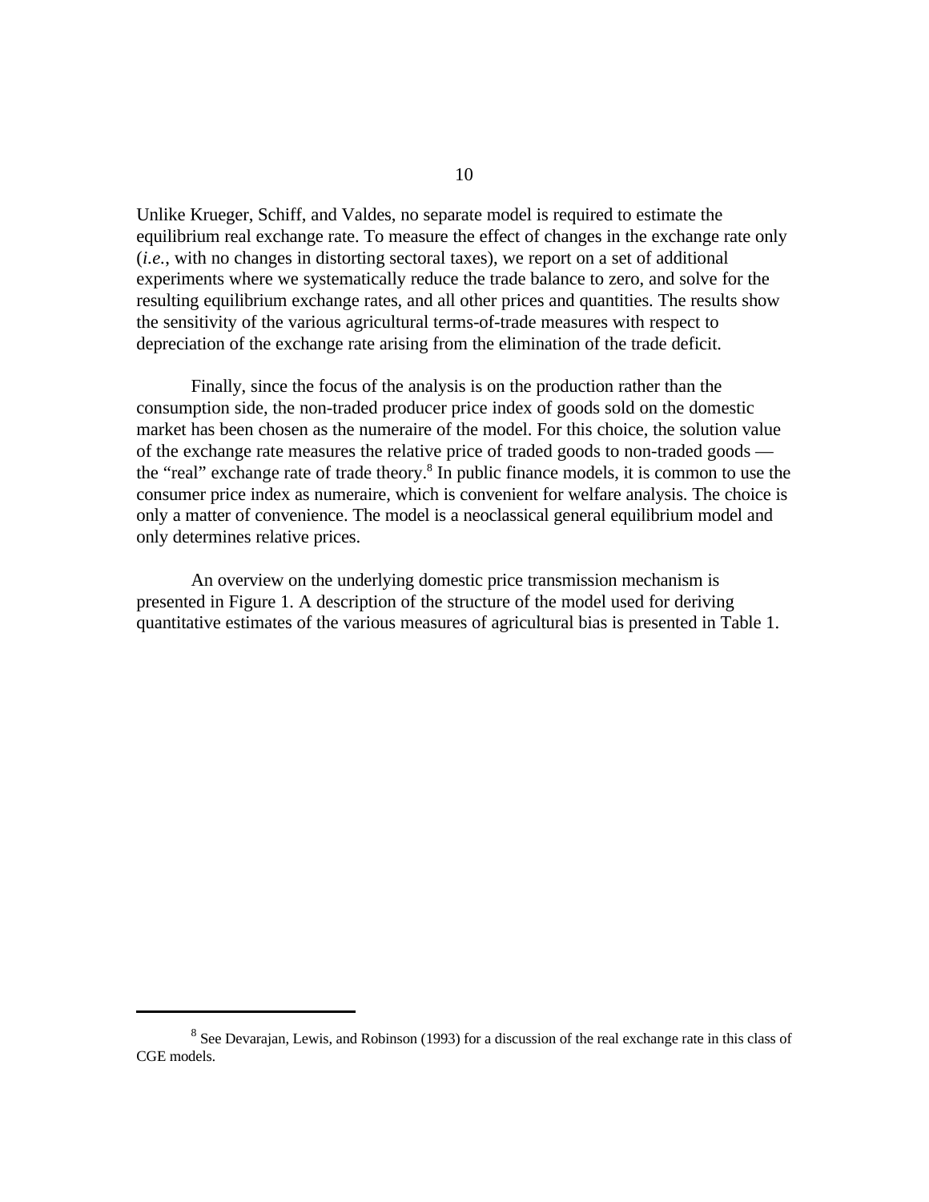Unlike Krueger, Schiff, and Valdes, no separate model is required to estimate the equilibrium real exchange rate. To measure the effect of changes in the exchange rate only (*i.e.*, with no changes in distorting sectoral taxes), we report on a set of additional experiments where we systematically reduce the trade balance to zero, and solve for the resulting equilibrium exchange rates, and all other prices and quantities. The results show the sensitivity of the various agricultural terms-of-trade measures with respect to depreciation of the exchange rate arising from the elimination of the trade deficit.

Finally, since the focus of the analysis is on the production rather than the consumption side, the non-traded producer price index of goods sold on the domestic market has been chosen as the numeraire of the model. For this choice, the solution value of the exchange rate measures the relative price of traded goods to non-traded goods — the "real" exchange rate of trade theory.[8] In public finance models, it is common to use the consumer price index as numeraire, which is convenient for welfare analysis. The choice is only a matter of convenience. The model is a neoclassical general equilibrium model and only determines relative prices.

An overview on the underlying domestic price transmission mechanism is presented in Figure 1. A description of the structure of the model used for deriving quantitative estimates of the various measures of agricultural bias is presented in Table 1.

---

[8] See Devarajan, Lewis, and Robinson (1993) for a discussion of the real exchange rate in this class of CGE models.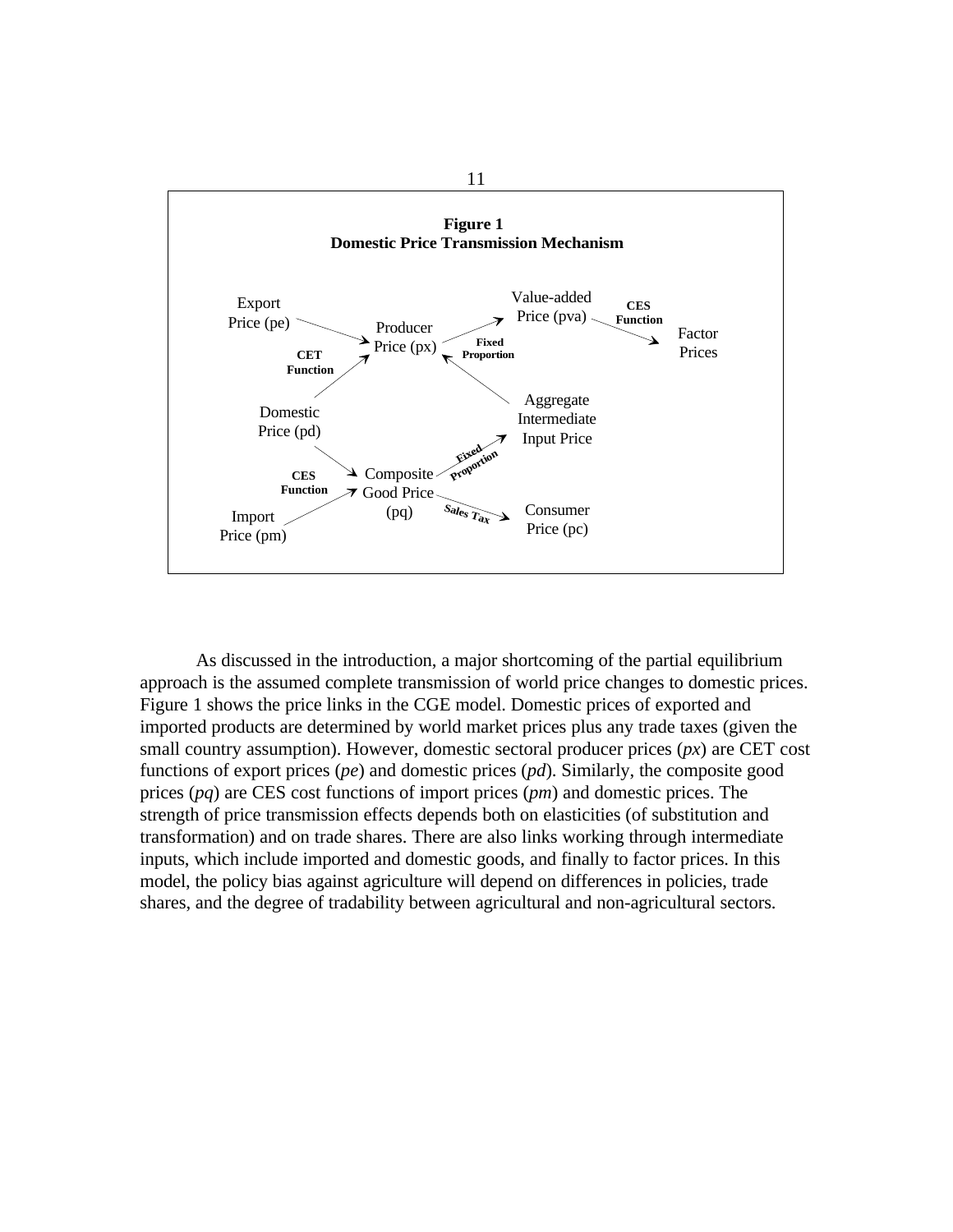**Figure 1**
**Domestic Price Transmission Mechanism**

As discussed in the introduction, a major shortcoming of the partial equilibrium approach is the assumed complete transmission of world price changes to domestic prices. Figure 1 shows the price links in the CGE model. Domestic prices of exported and imported products are determined by world market prices plus any trade taxes (given the small country assumption). However, domestic sectoral producer prices (*px*) are CET cost functions of export prices (*pe*) and domestic prices (*pd*). Similarly, the composite good prices (*pq*) are CES cost functions of import prices (*pm*) and domestic prices. The strength of price transmission effects depends both on elasticities (of substitution and transformation) and on trade shares. There are also links working through intermediate inputs, which include imported and domestic goods, and finally to factor prices. In this model, the policy bias against agriculture will depend on differences in policies, trade shares, and the degree of tradability between agricultural and non-agricultural sectors.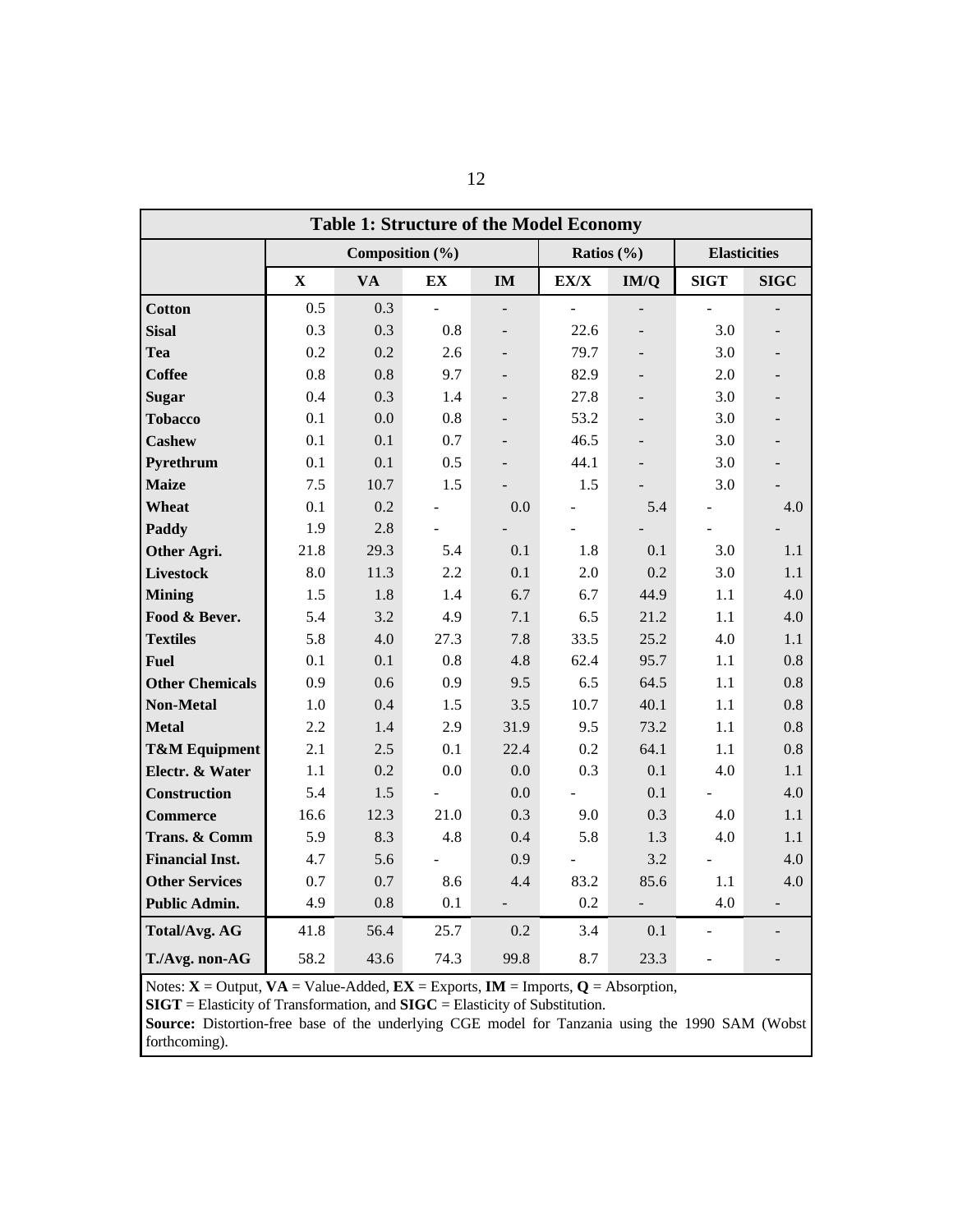**Table 1: Structure of the Model Economy**

| | Composition (%) | | | | Ratios (%) | | Elasticities | |
|---|---|---|---|---|---|---|---|---|
| | **X** | **VA** | **EX** | **IM** | **EX/X** | **IM/Q** | **SIGT** | **SIGC** |
| **Cotton** | 0.5 | 0.3 | - | - | - | - | - | - |
| **Sisal** | 0.3 | 0.3 | 0.8 | - | 22.6 | - | 3.0 | - |
| **Tea** | 0.2 | 0.2 | 2.6 | - | 79.7 | - | 3.0 | - |
| **Coffee** | 0.8 | 0.8 | 9.7 | - | 82.9 | - | 2.0 | - |
| **Sugar** | 0.4 | 0.3 | 1.4 | - | 27.8 | - | 3.0 | - |
| **Tobacco** | 0.1 | 0.0 | 0.8 | - | 53.2 | - | 3.0 | - |
| **Cashew** | 0.1 | 0.1 | 0.7 | - | 46.5 | - | 3.0 | - |
| **Pyrethrum** | 0.1 | 0.1 | 0.5 | - | 44.1 | - | 3.0 | - |
| **Maize** | 7.5 | 10.7 | 1.5 | - | 1.5 | - | 3.0 | - |
| **Wheat** | 0.1 | 0.2 | - | 0.0 | - | 5.4 | - | 4.0 |
| **Paddy** | 1.9 | 2.8 | - | - | - | - | - | - |
| **Other Agri.** | 21.8 | 29.3 | 5.4 | 0.1 | 1.8 | 0.1 | 3.0 | 1.1 |
| **Livestock** | 8.0 | 11.3 | 2.2 | 0.1 | 2.0 | 0.2 | 3.0 | 1.1 |
| **Mining** | 1.5 | 1.8 | 1.4 | 6.7 | 6.7 | 44.9 | 1.1 | 4.0 |
| **Food & Bever.** | 5.4 | 3.2 | 4.9 | 7.1 | 6.5 | 21.2 | 1.1 | 4.0 |
| **Textiles** | 5.8 | 4.0 | 27.3 | 7.8 | 33.5 | 25.2 | 4.0 | 1.1 |
| **Fuel** | 0.1 | 0.1 | 0.8 | 4.8 | 62.4 | 95.7 | 1.1 | 0.8 |
| **Other Chemicals** | 0.9 | 0.6 | 0.9 | 9.5 | 6.5 | 64.5 | 1.1 | 0.8 |
| **Non-Metal** | 1.0 | 0.4 | 1.5 | 3.5 | 10.7 | 40.1 | 1.1 | 0.8 |
| **Metal** | 2.2 | 1.4 | 2.9 | 31.9 | 9.5 | 73.2 | 1.1 | 0.8 |
| **T&M Equipment** | 2.1 | 2.5 | 0.1 | 22.4 | 0.2 | 64.1 | 1.1 | 0.8 |
| **Electr. & Water** | 1.1 | 0.2 | 0.0 | 0.0 | 0.3 | 0.1 | 4.0 | 1.1 |
| **Construction** | 5.4 | 1.5 | - | 0.0 | - | 0.1 | - | 4.0 |
| **Commerce** | 16.6 | 12.3 | 21.0 | 0.3 | 9.0 | 0.3 | 4.0 | 1.1 |
| **Trans. & Comm** | 5.9 | 8.3 | 4.8 | 0.4 | 5.8 | 1.3 | 4.0 | 1.1 |
| **Financial Inst.** | 4.7 | 5.6 | - | 0.9 | - | 3.2 | - | 4.0 |
| **Other Services** | 0.7 | 0.7 | 8.6 | 4.4 | 83.2 | 85.6 | 1.1 | 4.0 |
| **Public Admin.** | 4.9 | 0.8 | 0.1 | - | 0.2 | - | 4.0 | - |
| **Total/Avg. AG** | 41.8 | 56.4 | 25.7 | 0.2 | 3.4 | 0.1 | - | - |
| **T./Avg. non-AG** | 58.2 | 43.6 | 74.3 | 99.8 | 8.7 | 23.3 | - | - |

Notes: **X** = Output, **VA** = Value-Added, **EX** = Exports, **IM** = Imports, **Q** = Absorption,
**SIGT** = Elasticity of Transformation, and **SIGC** = Elasticity of Substitution.
**Source:** Distortion-free base of the underlying CGE model for Tanzania using the 1990 SAM (Wobst forthcoming).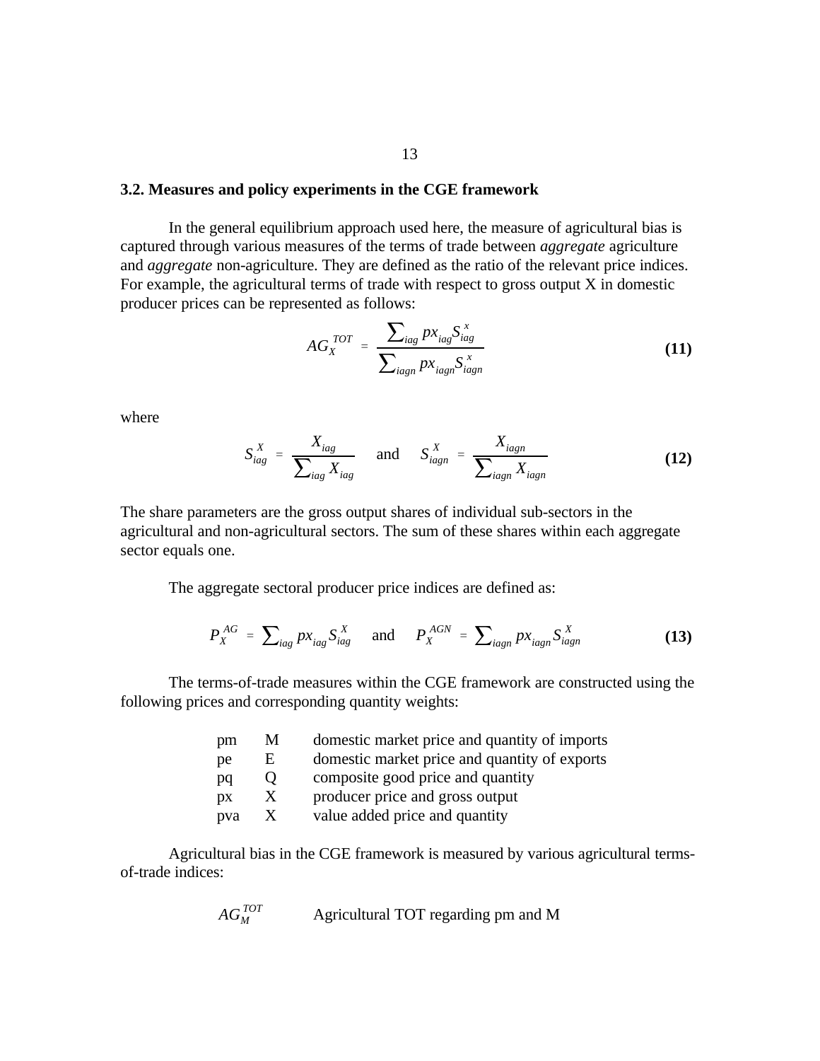### 3.2. Measures and policy experiments in the CGE framework

In the general equilibrium approach used here, the measure of agricultural bias is captured through various measures of the terms of trade between *aggregate* agriculture and *aggregate* non-agriculture. They are defined as the ratio of the relevant price indices. For example, the agricultural terms of trade with respect to gross output X in domestic producer prices can be represented as follows:

$$AG_X^{TOT} = \frac{\sum_{iag} px_{iag} S_{iag}^{x}}{\sum_{iagn} px_{iagn} S_{iagn}^{x}} \tag{11}$$

where

$$S_{iag}^{X} = \frac{X_{iag}}{\sum_{iag} X_{iag}} \quad \text{and} \quad S_{iagn}^{X} = \frac{X_{iagn}}{\sum_{iagn} X_{iagn}} \tag{12}$$

The share parameters are the gross output shares of individual sub-sectors in the agricultural and non-agricultural sectors. The sum of these shares within each aggregate sector equals one.

The aggregate sectoral producer price indices are defined as:

$$P_X^{AG} = \sum_{iag} px_{iag} S_{iag}^{X} \quad \text{and} \quad P_X^{AGN} = \sum_{iagn} px_{iagn} S_{iagn}^{X} \tag{13}$$

The terms-of-trade measures within the CGE framework are constructed using the following prices and corresponding quantity weights:

| | | |
|---|---|---|
| pm | M | domestic market price and quantity of imports |
| pe | E | domestic market price and quantity of exports |
| pq | Q | composite good price and quantity |
| px | X | producer price and gross output |
| pva | X | value added price and quantity |

Agricultural bias in the CGE framework is measured by various agricultural terms-of-trade indices:

| | |
|---|---|
| $AG_M^{TOT}$ | Agricultural TOT regarding pm and M |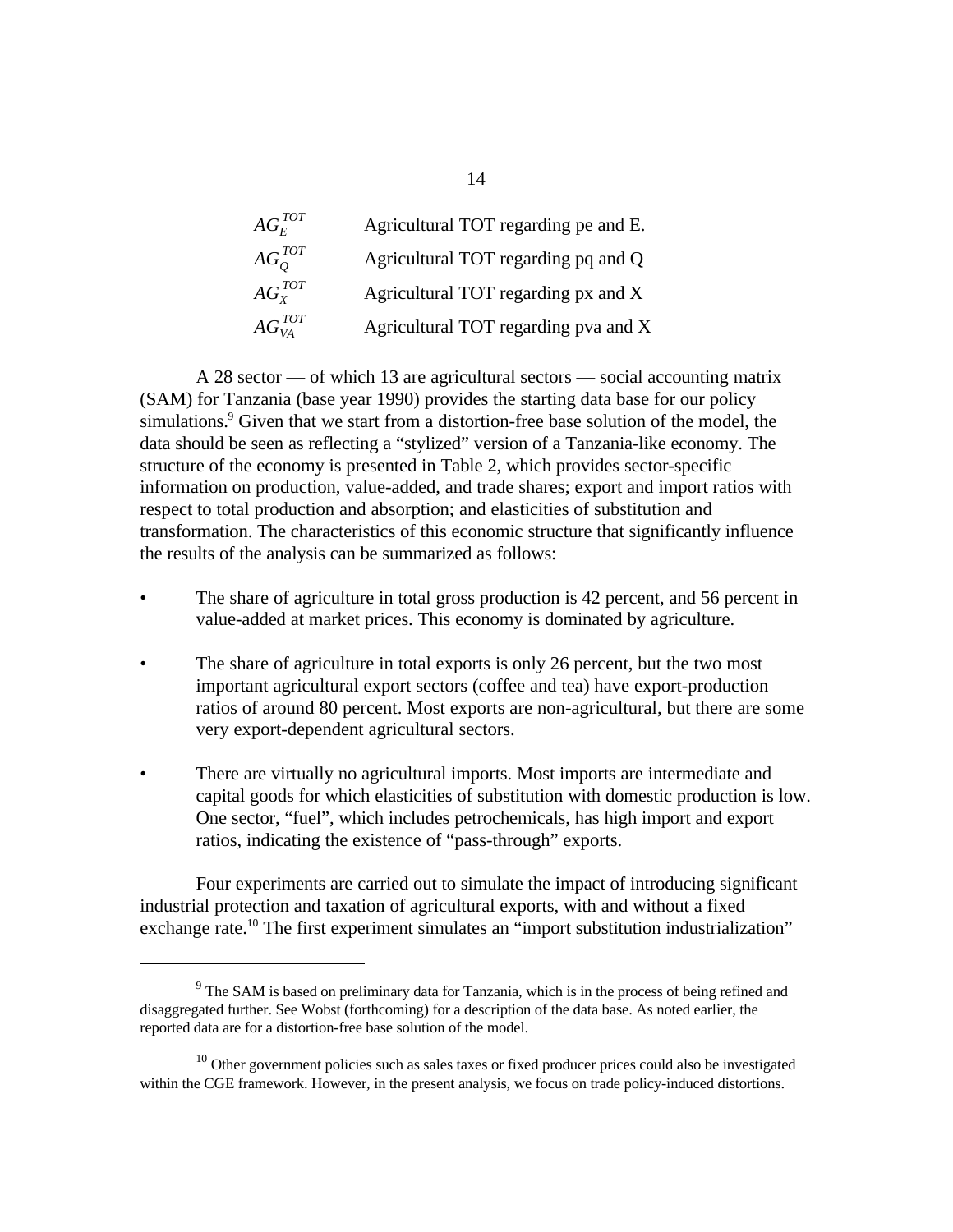| | |
|---|---|
| $AG_E^{TOT}$ | Agricultural TOT regarding pe and E. |
| $AG_Q^{TOT}$ | Agricultural TOT regarding pq and Q |
| $AG_X^{TOT}$ | Agricultural TOT regarding px and X |
| $AG_{VA}^{TOT}$ | Agricultural TOT regarding pva and X |

A 28 sector — of which 13 are agricultural sectors — social accounting matrix (SAM) for Tanzania (base year 1990) provides the starting data base for our policy simulations.[9] Given that we start from a distortion-free base solution of the model, the data should be seen as reflecting a "stylized" version of a Tanzania-like economy. The structure of the economy is presented in Table 2, which provides sector-specific information on production, value-added, and trade shares; export and import ratios with respect to total production and absorption; and elasticities of substitution and transformation. The characteristics of this economic structure that significantly influence the results of the analysis can be summarized as follows:

- The share of agriculture in total gross production is 42 percent, and 56 percent in value-added at market prices. This economy is dominated by agriculture.
- The share of agriculture in total exports is only 26 percent, but the two most important agricultural export sectors (coffee and tea) have export-production ratios of around 80 percent. Most exports are non-agricultural, but there are some very export-dependent agricultural sectors.
- There are virtually no agricultural imports. Most imports are intermediate and capital goods for which elasticities of substitution with domestic production is low. One sector, "fuel", which includes petrochemicals, has high import and export ratios, indicating the existence of "pass-through" exports.

Four experiments are carried out to simulate the impact of introducing significant industrial protection and taxation of agricultural exports, with and without a fixed exchange rate.[10] The first experiment simulates an "import substitution industrialization"

---

[9] The SAM is based on preliminary data for Tanzania, which is in the process of being refined and disaggregated further. See Wobst (forthcoming) for a description of the data base. As noted earlier, the reported data are for a distortion-free base solution of the model.

[10] Other government policies such as sales taxes or fixed producer prices could also be investigated within the CGE framework. However, in the present analysis, we focus on trade policy-induced distortions.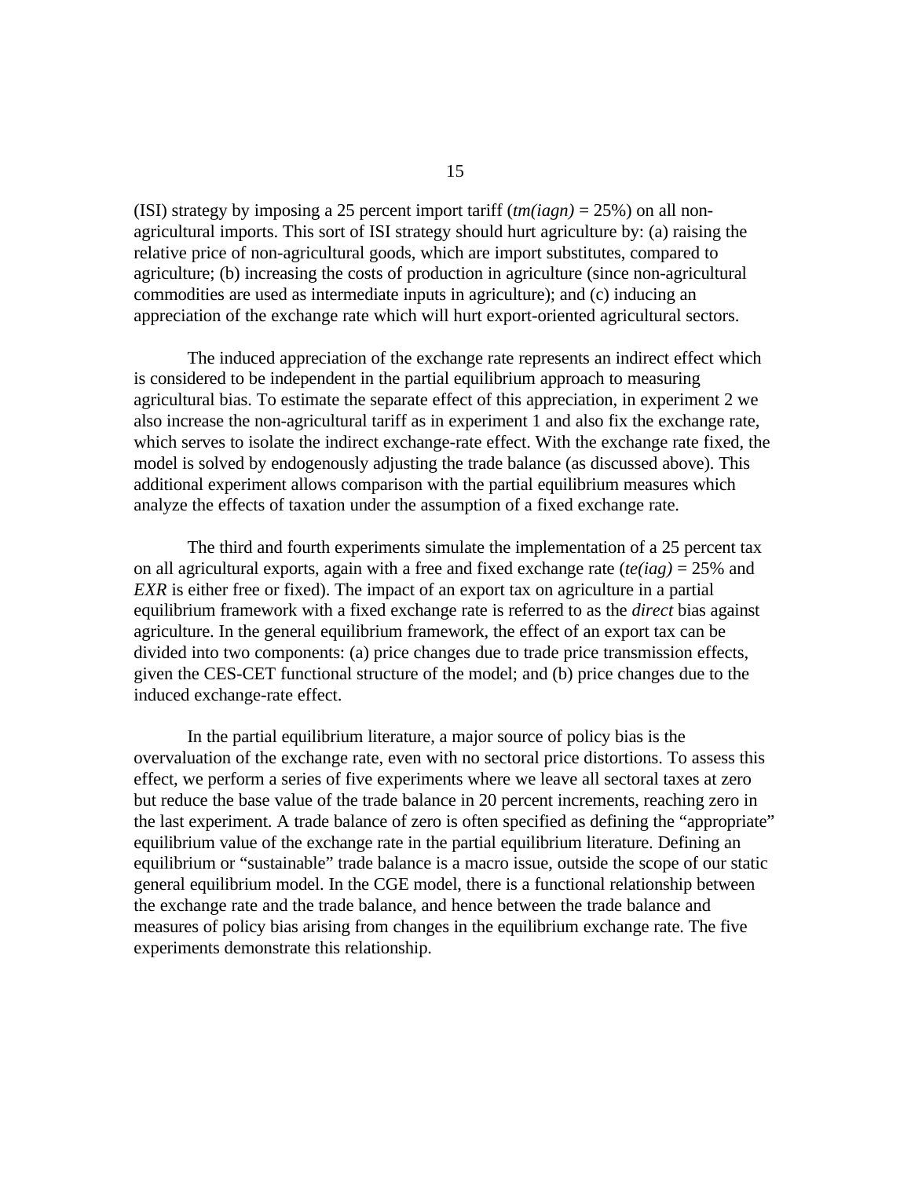(ISI) strategy by imposing a 25 percent import tariff (*tm(iagn)* = 25%) on all non-agricultural imports. This sort of ISI strategy should hurt agriculture by: (a) raising the relative price of non-agricultural goods, which are import substitutes, compared to agriculture; (b) increasing the costs of production in agriculture (since non-agricultural commodities are used as intermediate inputs in agriculture); and (c) inducing an appreciation of the exchange rate which will hurt export-oriented agricultural sectors.

The induced appreciation of the exchange rate represents an indirect effect which is considered to be independent in the partial equilibrium approach to measuring agricultural bias. To estimate the separate effect of this appreciation, in experiment 2 we also increase the non-agricultural tariff as in experiment 1 and also fix the exchange rate, which serves to isolate the indirect exchange-rate effect. With the exchange rate fixed, the model is solved by endogenously adjusting the trade balance (as discussed above). This additional experiment allows comparison with the partial equilibrium measures which analyze the effects of taxation under the assumption of a fixed exchange rate.

The third and fourth experiments simulate the implementation of a 25 percent tax on all agricultural exports, again with a free and fixed exchange rate (*te(iag)* = 25% and *EXR* is either free or fixed). The impact of an export tax on agriculture in a partial equilibrium framework with a fixed exchange rate is referred to as the *direct* bias against agriculture. In the general equilibrium framework, the effect of an export tax can be divided into two components: (a) price changes due to trade price transmission effects, given the CES-CET functional structure of the model; and (b) price changes due to the induced exchange-rate effect.

In the partial equilibrium literature, a major source of policy bias is the overvaluation of the exchange rate, even with no sectoral price distortions. To assess this effect, we perform a series of five experiments where we leave all sectoral taxes at zero but reduce the base value of the trade balance in 20 percent increments, reaching zero in the last experiment. A trade balance of zero is often specified as defining the "appropriate" equilibrium value of the exchange rate in the partial equilibrium literature. Defining an equilibrium or "sustainable" trade balance is a macro issue, outside the scope of our static general equilibrium model. In the CGE model, there is a functional relationship between the exchange rate and the trade balance, and hence between the trade balance and measures of policy bias arising from changes in the equilibrium exchange rate. The five experiments demonstrate this relationship.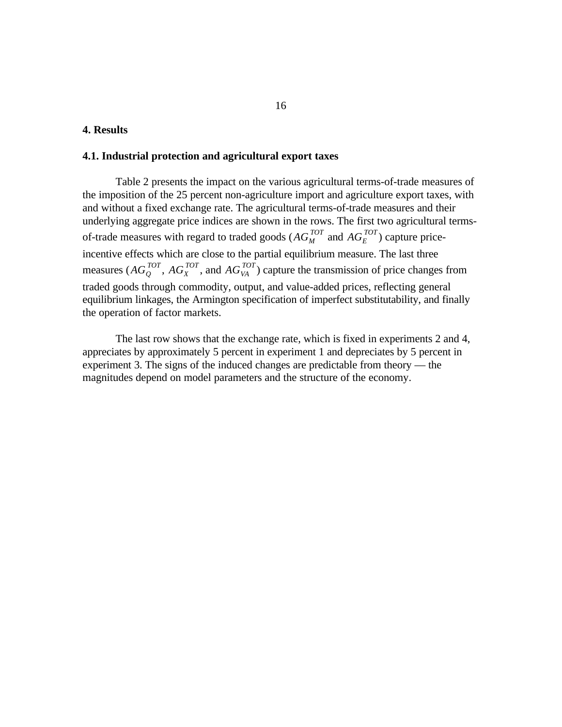## 4. Results

### 4.1. Industrial protection and agricultural export taxes

Table 2 presents the impact on the various agricultural terms-of-trade measures of the imposition of the 25 percent non-agriculture import and agriculture export taxes, with and without a fixed exchange rate. The agricultural terms-of-trade measures and their underlying aggregate price indices are shown in the rows. The first two agricultural terms-of-trade measures with regard to traded goods ($AG_M^{TOT}$ and $AG_E^{TOT}$) capture price-incentive effects which are close to the partial equilibrium measure. The last three measures ($AG_Q^{TOT}$, $AG_X^{TOT}$, and $AG_{VA}^{TOT}$) capture the transmission of price changes from traded goods through commodity, output, and value-added prices, reflecting general equilibrium linkages, the Armington specification of imperfect substitutability, and finally the operation of factor markets.

The last row shows that the exchange rate, which is fixed in experiments 2 and 4, appreciates by approximately 5 percent in experiment 1 and depreciates by 5 percent in experiment 3. The signs of the induced changes are predictable from theory — the magnitudes depend on model parameters and the structure of the economy.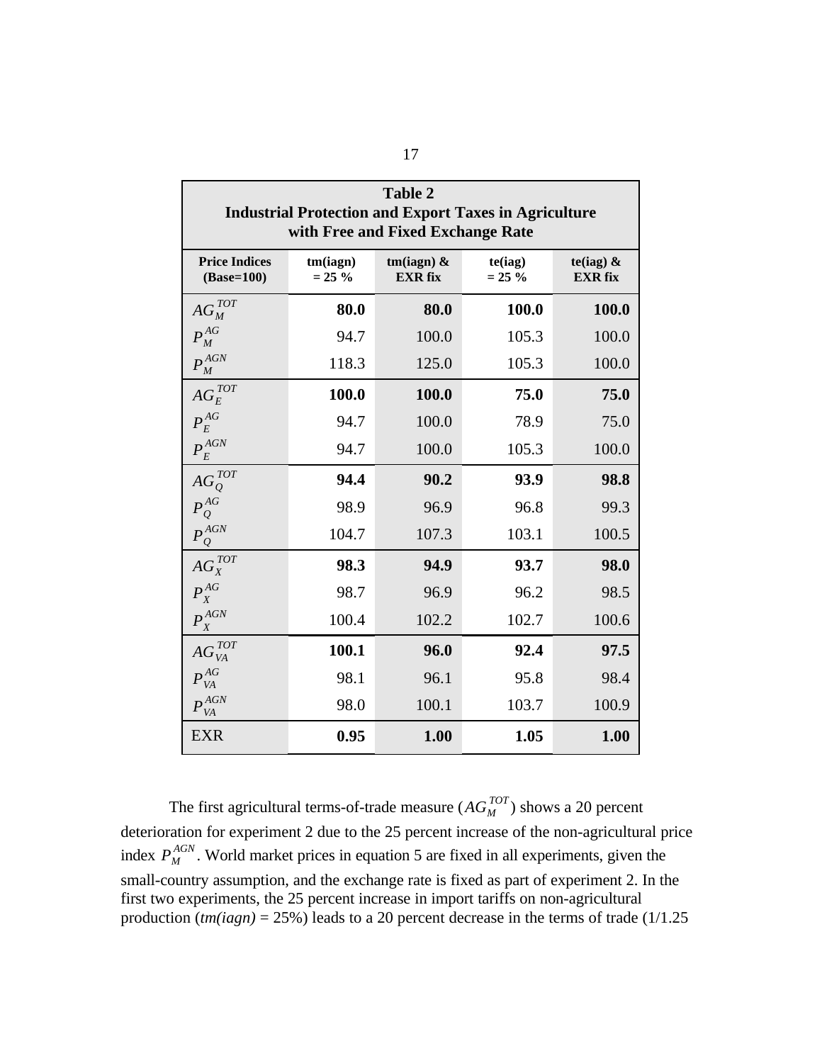**Table 2**
**Industrial Protection and Export Taxes in Agriculture with Free and Fixed Exchange Rate**

| Price Indices (Base=100) | tm(iagn) = 25 % | tm(iagn) & EXR fix | te(iag) = 25 % | te(iag) & EXR fix |
|---|---|---|---|---|
| $AG_M^{TOT}$ | **80.0** | **80.0** | **100.0** | **100.0** |
| $P_M^{AG}$ | 94.7 | 100.0 | 105.3 | 100.0 |
| $P_M^{AGN}$ | 118.3 | 125.0 | 105.3 | 100.0 |
| $AG_E^{TOT}$ | **100.0** | **100.0** | **75.0** | **75.0** |
| $P_E^{AG}$ | 94.7 | 100.0 | 78.9 | 75.0 |
| $P_E^{AGN}$ | 94.7 | 100.0 | 105.3 | 100.0 |
| $AG_Q^{TOT}$ | **94.4** | **90.2** | **93.9** | **98.8** |
| $P_Q^{AG}$ | 98.9 | 96.9 | 96.8 | 99.3 |
| $P_Q^{AGN}$ | 104.7 | 107.3 | 103.1 | 100.5 |
| $AG_X^{TOT}$ | **98.3** | **94.9** | **93.7** | **98.0** |
| $P_X^{AG}$ | 98.7 | 96.9 | 96.2 | 98.5 |
| $P_X^{AGN}$ | 100.4 | 102.2 | 102.7 | 100.6 |
| $AG_{VA}^{TOT}$ | **100.1** | **96.0** | **92.4** | **97.5** |
| $P_{VA}^{AG}$ | 98.1 | 96.1 | 95.8 | 98.4 |
| $P_{VA}^{AGN}$ | 98.0 | 100.1 | 103.7 | 100.9 |
| EXR | **0.95** | **1.00** | **1.05** | **1.00** |

The first agricultural terms-of-trade measure ($AG_M^{TOT}$) shows a 20 percent deterioration for experiment 2 due to the 25 percent increase of the non-agricultural price index $P_M^{AGN}$. World market prices in equation 5 are fixed in all experiments, given the small-country assumption, and the exchange rate is fixed as part of experiment 2. In the first two experiments, the 25 percent increase in import tariffs on non-agricultural production (*tm(iagn)* = 25%) leads to a 20 percent decrease in the terms of trade (1/1.25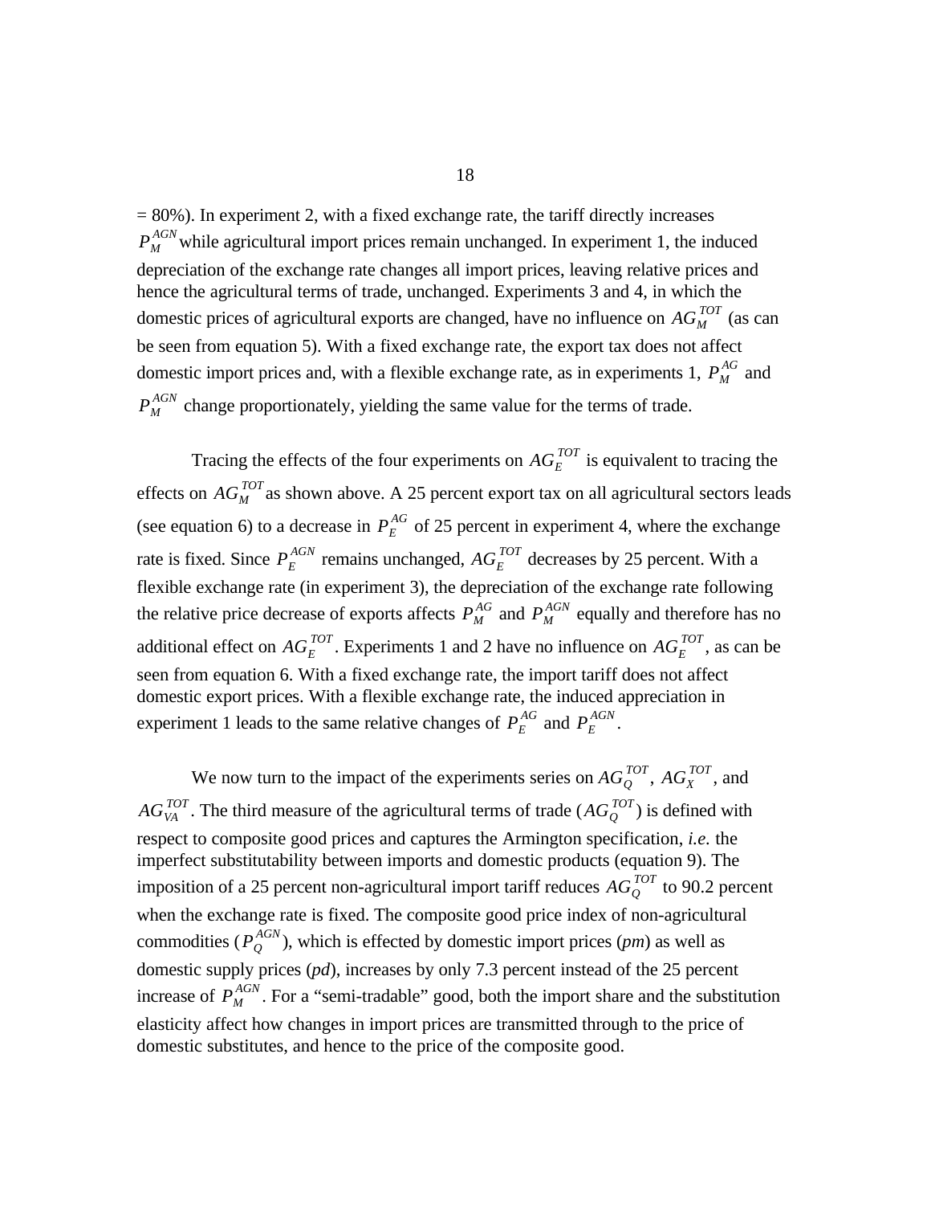= 80%). In experiment 2, with a fixed exchange rate, the tariff directly increases $P_M^{AGN}$ while agricultural import prices remain unchanged. In experiment 1, the induced depreciation of the exchange rate changes all import prices, leaving relative prices and hence the agricultural terms of trade, unchanged. Experiments 3 and 4, in which the domestic prices of agricultural exports are changed, have no influence on $AG_M^{TOT}$ (as can be seen from equation 5). With a fixed exchange rate, the export tax does not affect domestic import prices and, with a flexible exchange rate, as in experiments 1, $P_M^{AG}$ and $P_M^{AGN}$ change proportionately, yielding the same value for the terms of trade.

Tracing the effects of the four experiments on $AG_E^{TOT}$ is equivalent to tracing the effects on $AG_M^{TOT}$ as shown above. A 25 percent export tax on all agricultural sectors leads (see equation 6) to a decrease in $P_E^{AG}$ of 25 percent in experiment 4, where the exchange rate is fixed. Since $P_E^{AGN}$ remains unchanged, $AG_E^{TOT}$ decreases by 25 percent. With a flexible exchange rate (in experiment 3), the depreciation of the exchange rate following the relative price decrease of exports affects $P_M^{AG}$ and $P_M^{AGN}$ equally and therefore has no additional effect on $AG_E^{TOT}$. Experiments 1 and 2 have no influence on $AG_E^{TOT}$, as can be seen from equation 6. With a fixed exchange rate, the import tariff does not affect domestic export prices. With a flexible exchange rate, the induced appreciation in experiment 1 leads to the same relative changes of $P_E^{AG}$ and $P_E^{AGN}$.

We now turn to the impact of the experiments series on $AG_Q^{TOT}$, $AG_X^{TOT}$, and $AG_{VA}^{TOT}$. The third measure of the agricultural terms of trade ($AG_Q^{TOT}$) is defined with respect to composite good prices and captures the Armington specification, *i.e.* the imperfect substitutability between imports and domestic products (equation 9). The imposition of a 25 percent non-agricultural import tariff reduces $AG_Q^{TOT}$ to 90.2 percent when the exchange rate is fixed. The composite good price index of non-agricultural commodities ($P_Q^{AGN}$), which is effected by domestic import prices (*pm*) as well as domestic supply prices (*pd*), increases by only 7.3 percent instead of the 25 percent increase of $P_M^{AGN}$. For a "semi-tradable" good, both the import share and the substitution elasticity affect how changes in import prices are transmitted through to the price of domestic substitutes, and hence to the price of the composite good.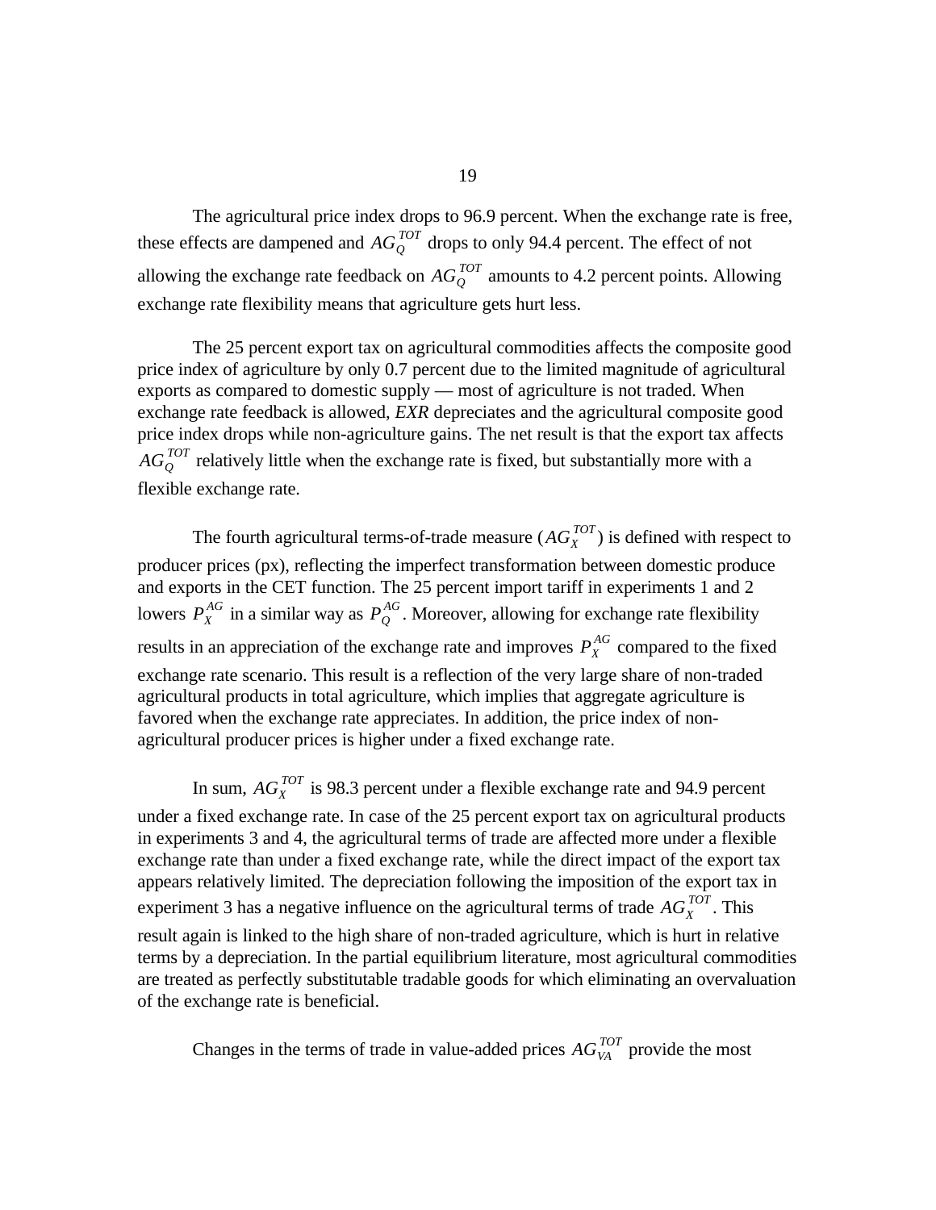The agricultural price index drops to 96.9 percent. When the exchange rate is free, these effects are dampened and $AG_Q^{TOT}$ drops to only 94.4 percent. The effect of not allowing the exchange rate feedback on $AG_Q^{TOT}$ amounts to 4.2 percent points. Allowing exchange rate flexibility means that agriculture gets hurt less.

The 25 percent export tax on agricultural commodities affects the composite good price index of agriculture by only 0.7 percent due to the limited magnitude of agricultural exports as compared to domestic supply — most of agriculture is not traded. When exchange rate feedback is allowed, *EXR* depreciates and the agricultural composite good price index drops while non-agriculture gains. The net result is that the export tax affects $AG_Q^{TOT}$ relatively little when the exchange rate is fixed, but substantially more with a flexible exchange rate.

The fourth agricultural terms-of-trade measure ($AG_X^{TOT}$) is defined with respect to producer prices (px), reflecting the imperfect transformation between domestic produce and exports in the CET function. The 25 percent import tariff in experiments 1 and 2 lowers $P_X^{AG}$ in a similar way as $P_Q^{AG}$. Moreover, allowing for exchange rate flexibility results in an appreciation of the exchange rate and improves $P_X^{AG}$ compared to the fixed exchange rate scenario. This result is a reflection of the very large share of non-traded agricultural products in total agriculture, which implies that aggregate agriculture is favored when the exchange rate appreciates. In addition, the price index of non-agricultural producer prices is higher under a fixed exchange rate.

In sum, $AG_X^{TOT}$ is 98.3 percent under a flexible exchange rate and 94.9 percent under a fixed exchange rate. In case of the 25 percent export tax on agricultural products in experiments 3 and 4, the agricultural terms of trade are affected more under a flexible exchange rate than under a fixed exchange rate, while the direct impact of the export tax appears relatively limited. The depreciation following the imposition of the export tax in experiment 3 has a negative influence on the agricultural terms of trade $AG_X^{TOT}$. This result again is linked to the high share of non-traded agriculture, which is hurt in relative terms by a depreciation. In the partial equilibrium literature, most agricultural commodities are treated as perfectly substitutable tradable goods for which eliminating an overvaluation of the exchange rate is beneficial.

Changes in the terms of trade in value-added prices $AG_{VA}^{TOT}$ provide the most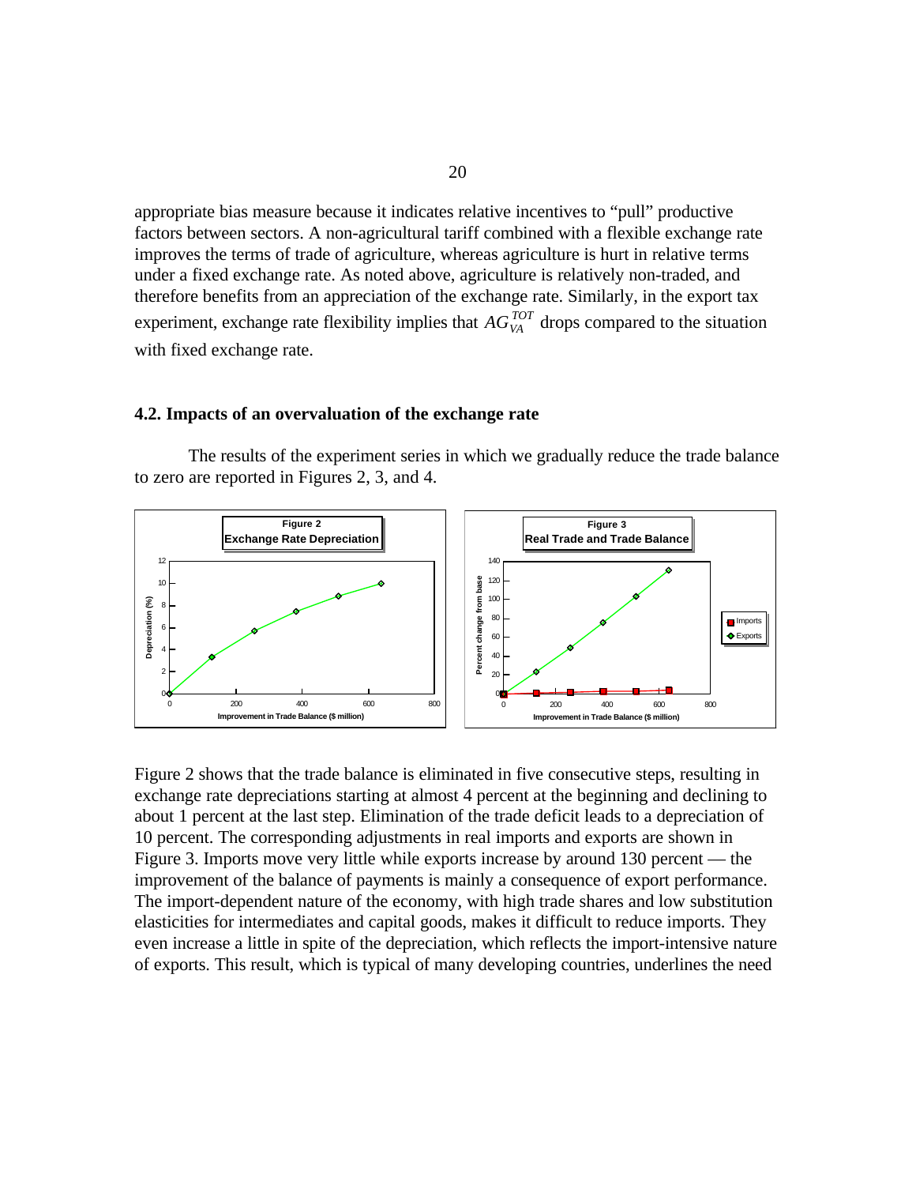appropriate bias measure because it indicates relative incentives to "pull" productive factors between sectors. A non-agricultural tariff combined with a flexible exchange rate improves the terms of trade of agriculture, whereas agriculture is hurt in relative terms under a fixed exchange rate. As noted above, agriculture is relatively non-traded, and therefore benefits from an appreciation of the exchange rate. Similarly, in the export tax experiment, exchange rate flexibility implies that $AG_{VA}^{TOT}$ drops compared to the situation with fixed exchange rate.

### 4.2. Impacts of an overvaluation of the exchange rate

The results of the experiment series in which we gradually reduce the trade balance to zero are reported in Figures 2, 3, and 4.

**Figure 2**
**Exchange Rate Depreciation**

**Figure 3**
**Real Trade and Trade Balance**

Figure 2 shows that the trade balance is eliminated in five consecutive steps, resulting in exchange rate depreciations starting at almost 4 percent at the beginning and declining to about 1 percent at the last step. Elimination of the trade deficit leads to a depreciation of 10 percent. The corresponding adjustments in real imports and exports are shown in Figure 3. Imports move very little while exports increase by around 130 percent — the improvement of the balance of payments is mainly a consequence of export performance. The import-dependent nature of the economy, with high trade shares and low substitution elasticities for intermediates and capital goods, makes it difficult to reduce imports. They even increase a little in spite of the depreciation, which reflects the import-intensive nature of exports. This result, which is typical of many developing countries, underlines the need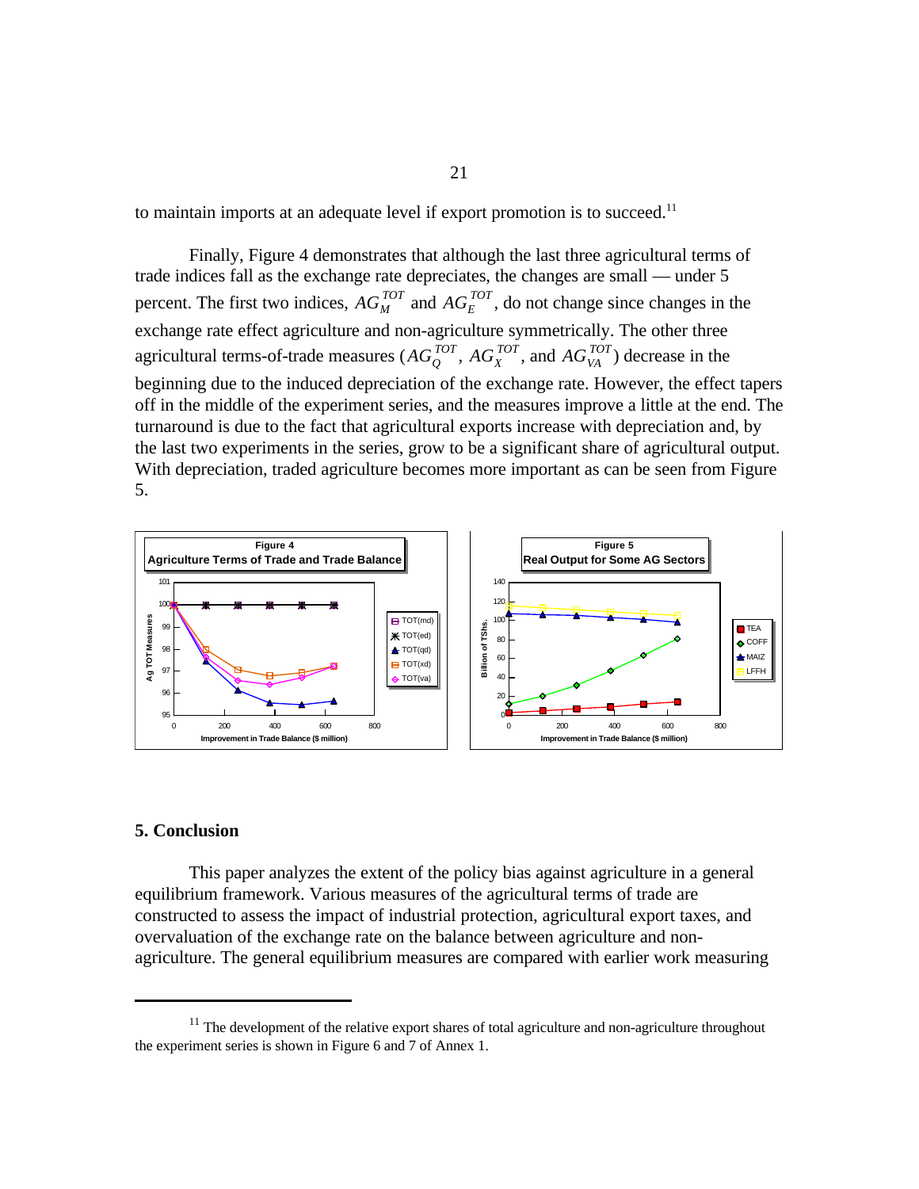to maintain imports at an adequate level if export promotion is to succeed.[11]

Finally, Figure 4 demonstrates that although the last three agricultural terms of trade indices fall as the exchange rate depreciates, the changes are small — under 5 percent. The first two indices, $AG_M^{TOT}$ and $AG_E^{TOT}$, do not change since changes in the exchange rate effect agriculture and non-agriculture symmetrically. The other three agricultural terms-of-trade measures ($AG_Q^{TOT}$, $AG_X^{TOT}$, and $AG_{VA}^{TOT}$) decrease in the beginning due to the induced depreciation of the exchange rate. However, the effect tapers off in the middle of the experiment series, and the measures improve a little at the end. The turnaround is due to the fact that agricultural exports increase with depreciation and, by the last two experiments in the series, grow to be a significant share of agricultural output. With depreciation, traded agriculture becomes more important as can be seen from Figure 5.

**Figure 4**
**Agriculture Terms of Trade and Trade Balance**

**Figure 5**
**Real Output for Some AG Sectors**

## 5. Conclusion

This paper analyzes the extent of the policy bias against agriculture in a general equilibrium framework. Various measures of the agricultural terms of trade are constructed to assess the impact of industrial protection, agricultural export taxes, and overvaluation of the exchange rate on the balance between agriculture and non-agriculture. The general equilibrium measures are compared with earlier work measuring

[11] The development of the relative export shares of total agriculture and non-agriculture throughout the experiment series is shown in Figure 6 and 7 of Annex 1.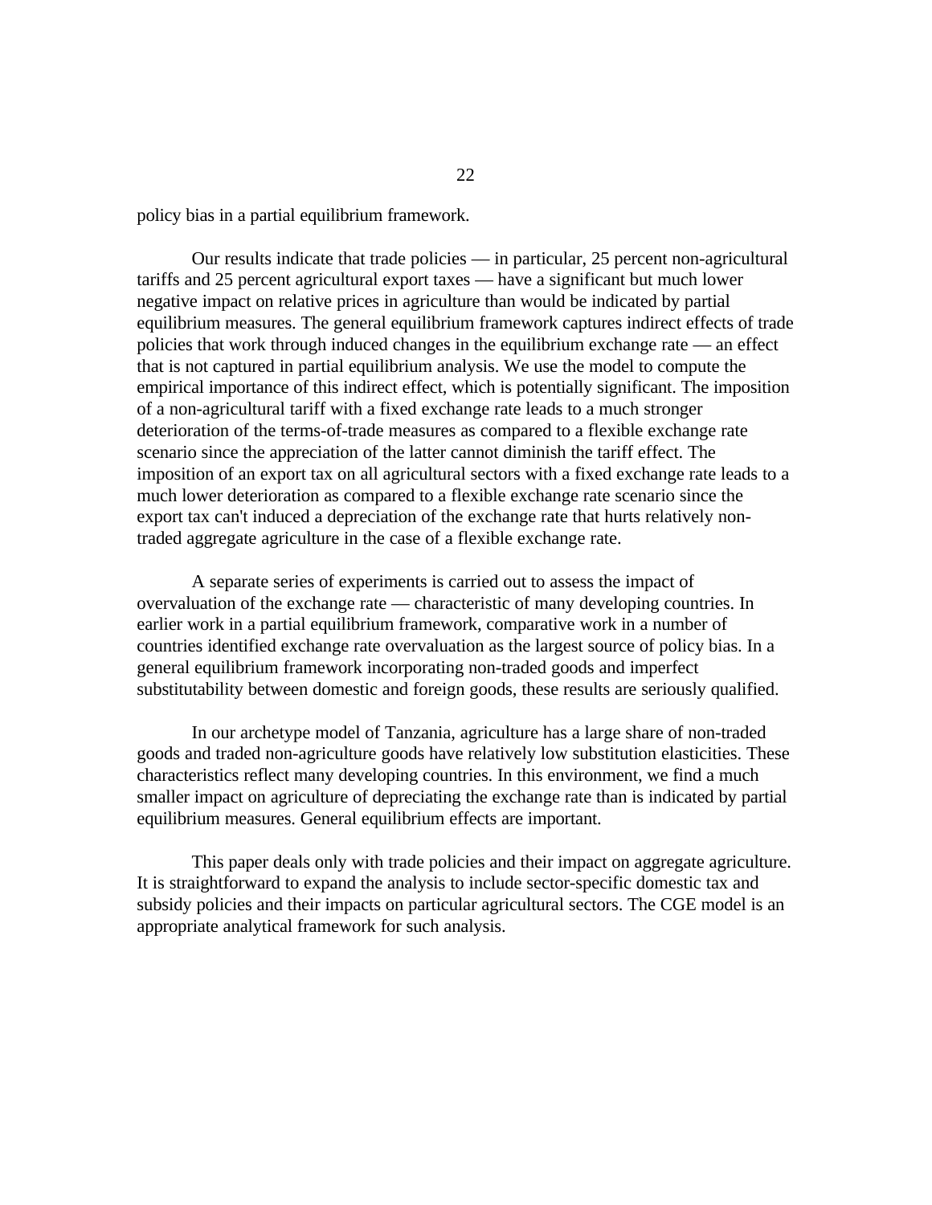policy bias in a partial equilibrium framework.

Our results indicate that trade policies — in particular, 25 percent non-agricultural tariffs and 25 percent agricultural export taxes — have a significant but much lower negative impact on relative prices in agriculture than would be indicated by partial equilibrium measures. The general equilibrium framework captures indirect effects of trade policies that work through induced changes in the equilibrium exchange rate — an effect that is not captured in partial equilibrium analysis. We use the model to compute the empirical importance of this indirect effect, which is potentially significant. The imposition of a non-agricultural tariff with a fixed exchange rate leads to a much stronger deterioration of the terms-of-trade measures as compared to a flexible exchange rate scenario since the appreciation of the latter cannot diminish the tariff effect. The imposition of an export tax on all agricultural sectors with a fixed exchange rate leads to a much lower deterioration as compared to a flexible exchange rate scenario since the export tax can't induced a depreciation of the exchange rate that hurts relatively non-traded aggregate agriculture in the case of a flexible exchange rate.

A separate series of experiments is carried out to assess the impact of overvaluation of the exchange rate — characteristic of many developing countries. In earlier work in a partial equilibrium framework, comparative work in a number of countries identified exchange rate overvaluation as the largest source of policy bias. In a general equilibrium framework incorporating non-traded goods and imperfect substitutability between domestic and foreign goods, these results are seriously qualified.

In our archetype model of Tanzania, agriculture has a large share of non-traded goods and traded non-agriculture goods have relatively low substitution elasticities. These characteristics reflect many developing countries. In this environment, we find a much smaller impact on agriculture of depreciating the exchange rate than is indicated by partial equilibrium measures. General equilibrium effects are important.

This paper deals only with trade policies and their impact on aggregate agriculture. It is straightforward to expand the analysis to include sector-specific domestic tax and subsidy policies and their impacts on particular agricultural sectors. The CGE model is an appropriate analytical framework for such analysis.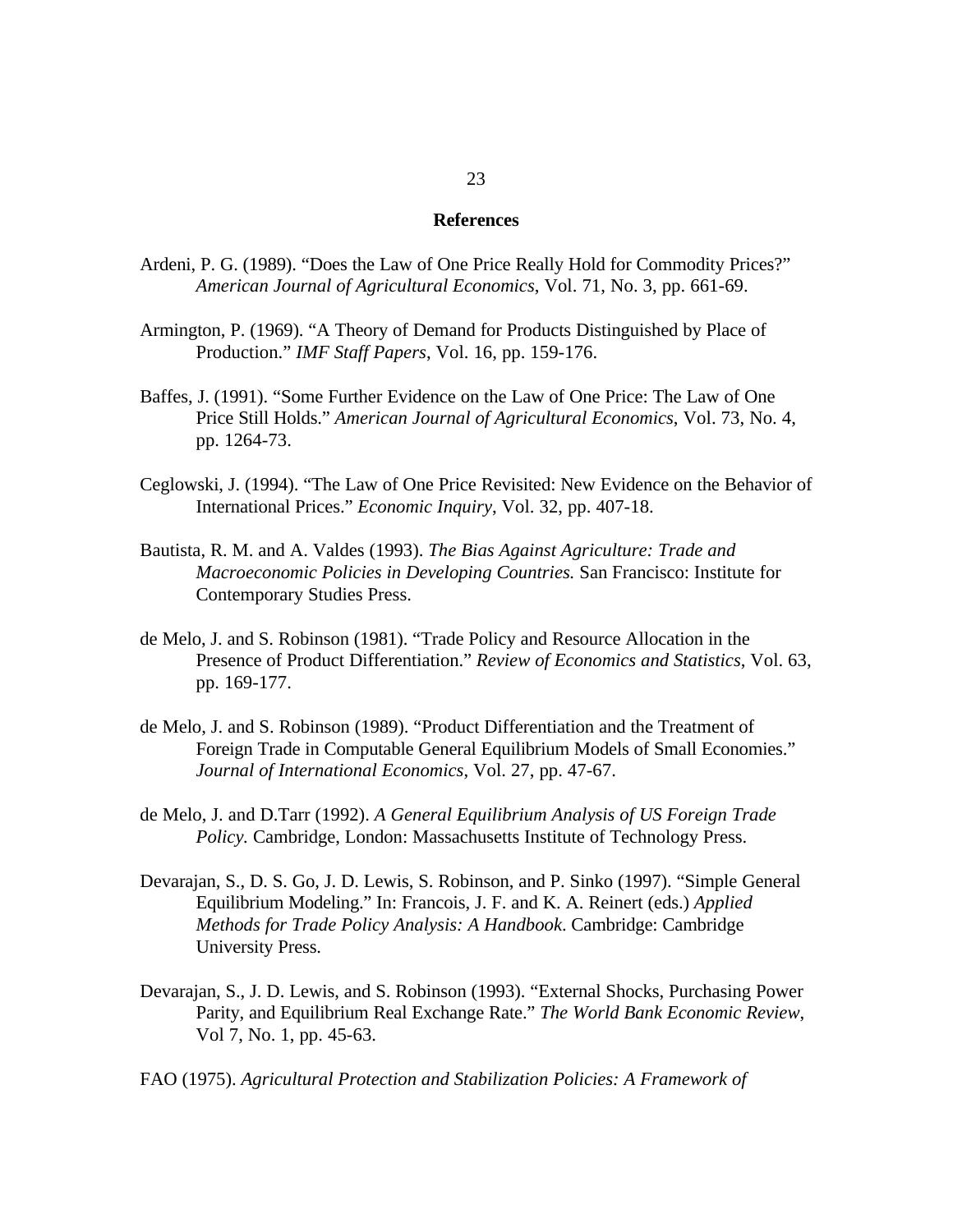## References

Ardeni, P. G. (1989). "Does the Law of One Price Really Hold for Commodity Prices?" *American Journal of Agricultural Economics*, Vol. 71, No. 3, pp. 661-69.

Armington, P. (1969). "A Theory of Demand for Products Distinguished by Place of Production." *IMF Staff Papers*, Vol. 16, pp. 159-176.

Baffes, J. (1991). "Some Further Evidence on the Law of One Price: The Law of One Price Still Holds." *American Journal of Agricultural Economics*, Vol. 73, No. 4, pp. 1264-73.

Ceglowski, J. (1994). "The Law of One Price Revisited: New Evidence on the Behavior of International Prices." *Economic Inquiry*, Vol. 32, pp. 407-18.

Bautista, R. M. and A. Valdes (1993). *The Bias Against Agriculture: Trade and Macroeconomic Policies in Developing Countries.* San Francisco: Institute for Contemporary Studies Press.

de Melo, J. and S. Robinson (1981). "Trade Policy and Resource Allocation in the Presence of Product Differentiation." *Review of Economics and Statistics*, Vol. 63, pp. 169-177.

de Melo, J. and S. Robinson (1989). "Product Differentiation and the Treatment of Foreign Trade in Computable General Equilibrium Models of Small Economies." *Journal of International Economics*, Vol. 27, pp. 47-67.

de Melo, J. and D.Tarr (1992). *A General Equilibrium Analysis of US Foreign Trade Policy.* Cambridge, London: Massachusetts Institute of Technology Press.

Devarajan, S., D. S. Go, J. D. Lewis, S. Robinson, and P. Sinko (1997). "Simple General Equilibrium Modeling." In: Francois, J. F. and K. A. Reinert (eds.) *Applied Methods for Trade Policy Analysis: A Handbook*. Cambridge: Cambridge University Press.

Devarajan, S., J. D. Lewis, and S. Robinson (1993). "External Shocks, Purchasing Power Parity, and Equilibrium Real Exchange Rate." *The World Bank Economic Review*, Vol 7, No. 1, pp. 45-63.

FAO (1975). *Agricultural Protection and Stabilization Policies: A Framework of*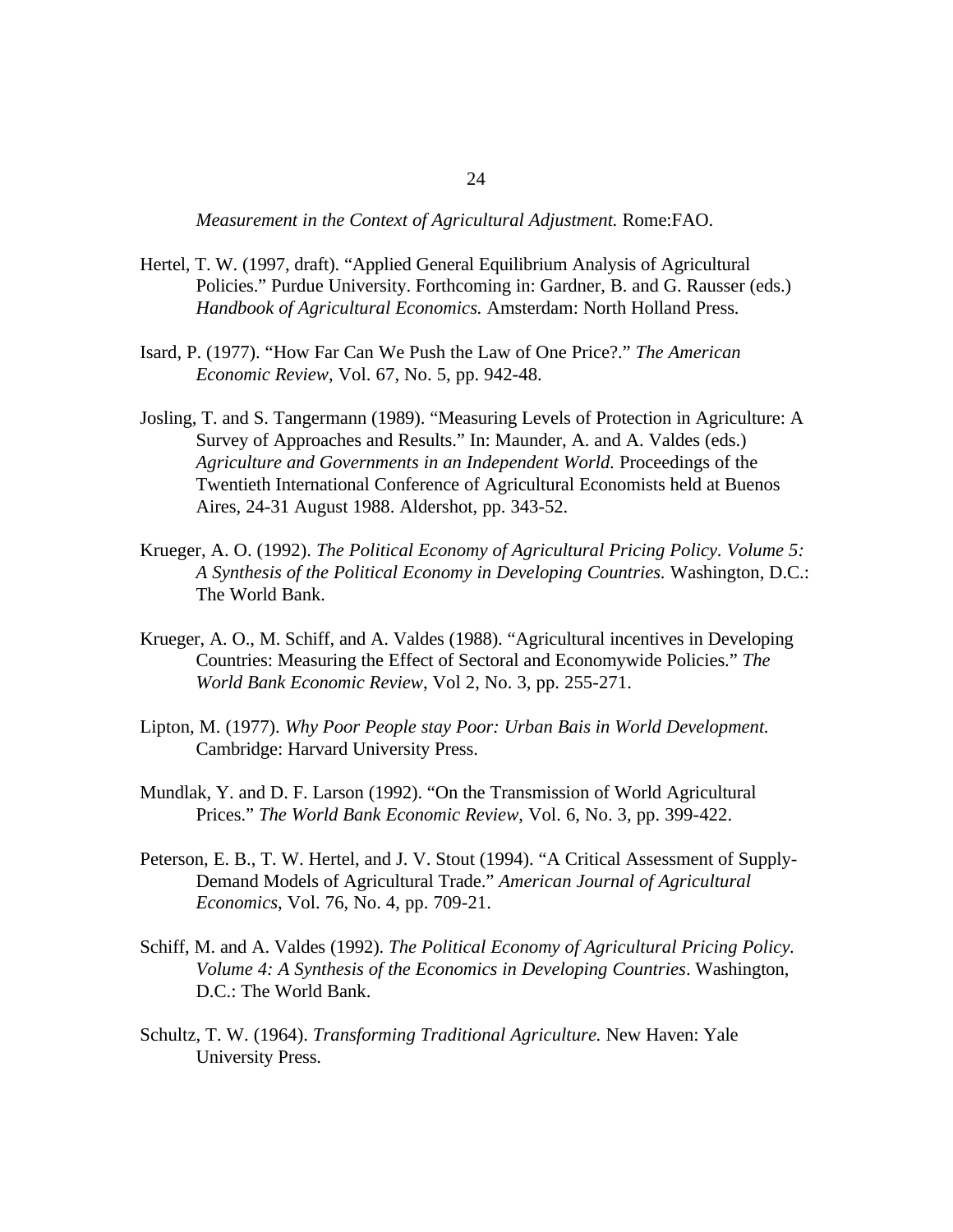*Measurement in the Context of Agricultural Adjustment.* Rome:FAO.

Hertel, T. W. (1997, draft). "Applied General Equilibrium Analysis of Agricultural Policies." Purdue University. Forthcoming in: Gardner, B. and G. Rausser (eds.) *Handbook of Agricultural Economics.* Amsterdam: North Holland Press.

Isard, P. (1977). "How Far Can We Push the Law of One Price?." *The American Economic Review*, Vol. 67, No. 5, pp. 942-48.

Josling, T. and S. Tangermann (1989). "Measuring Levels of Protection in Agriculture: A Survey of Approaches and Results." In: Maunder, A. and A. Valdes (eds.) *Agriculture and Governments in an Independent World.* Proceedings of the Twentieth International Conference of Agricultural Economists held at Buenos Aires, 24-31 August 1988. Aldershot, pp. 343-52.

Krueger, A. O. (1992). *The Political Economy of Agricultural Pricing Policy. Volume 5: A Synthesis of the Political Economy in Developing Countries.* Washington, D.C.: The World Bank.

Krueger, A. O., M. Schiff, and A. Valdes (1988). "Agricultural incentives in Developing Countries: Measuring the Effect of Sectoral and Economywide Policies." *The World Bank Economic Review*, Vol 2, No. 3, pp. 255-271.

Lipton, M. (1977). *Why Poor People stay Poor: Urban Bais in World Development.* Cambridge: Harvard University Press.

Mundlak, Y. and D. F. Larson (1992). "On the Transmission of World Agricultural Prices." *The World Bank Economic Review*, Vol. 6, No. 3, pp. 399-422.

Peterson, E. B., T. W. Hertel, and J. V. Stout (1994). "A Critical Assessment of Supply-Demand Models of Agricultural Trade." *American Journal of Agricultural Economics*, Vol. 76, No. 4, pp. 709-21.

Schiff, M. and A. Valdes (1992). *The Political Economy of Agricultural Pricing Policy. Volume 4: A Synthesis of the Economics in Developing Countries*. Washington, D.C.: The World Bank.

Schultz, T. W. (1964). *Transforming Traditional Agriculture.* New Haven: Yale University Press.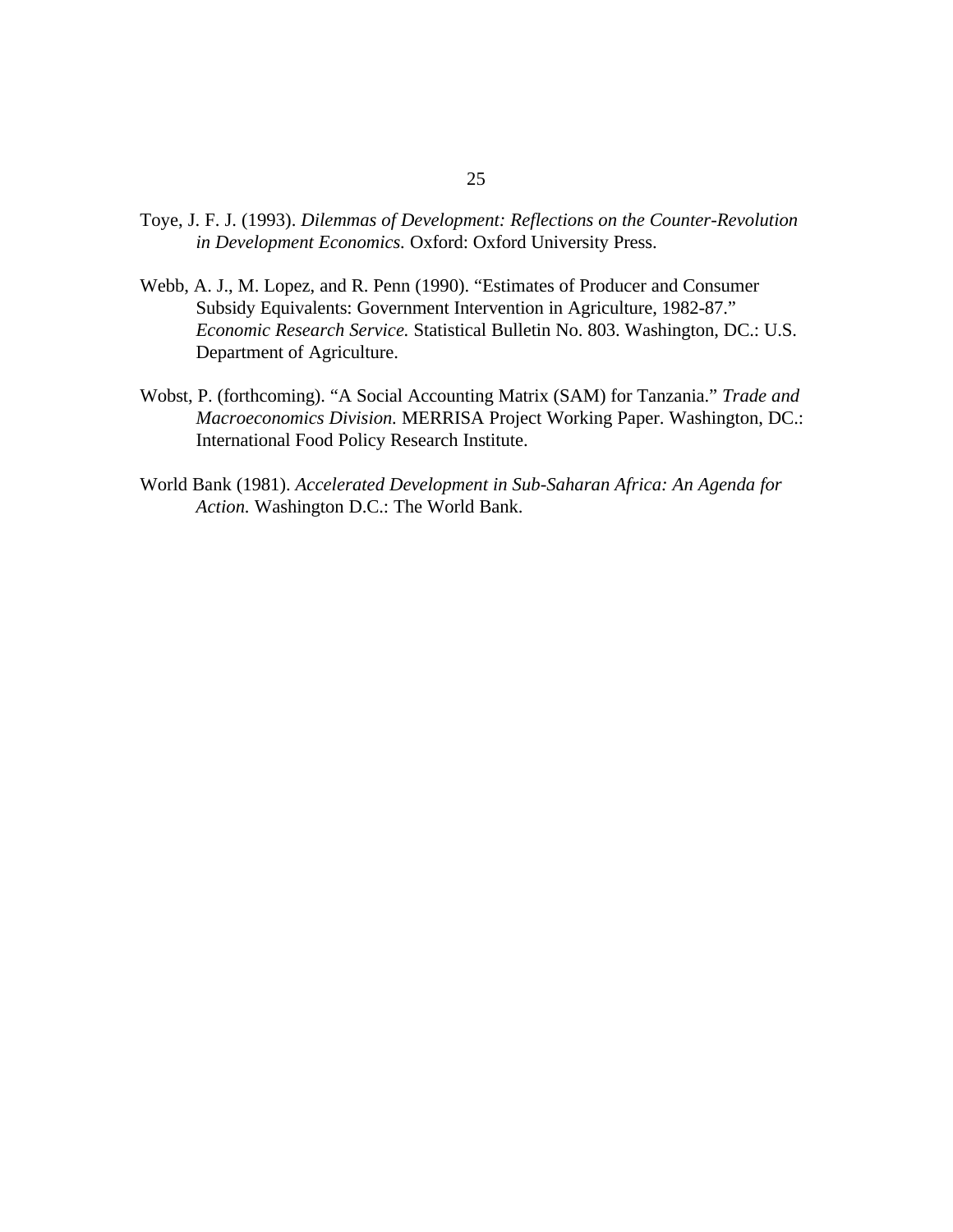Toye, J. F. J. (1993). *Dilemmas of Development: Reflections on the Counter-Revolution in Development Economics.* Oxford: Oxford University Press.

Webb, A. J., M. Lopez, and R. Penn (1990). "Estimates of Producer and Consumer Subsidy Equivalents: Government Intervention in Agriculture, 1982-87." *Economic Research Service.* Statistical Bulletin No. 803. Washington, DC.: U.S. Department of Agriculture.

Wobst, P. (forthcoming). "A Social Accounting Matrix (SAM) for Tanzania." *Trade and Macroeconomics Division.* MERRISA Project Working Paper. Washington, DC.: International Food Policy Research Institute.

World Bank (1981). *Accelerated Development in Sub-Saharan Africa: An Agenda for Action.* Washington D.C.: The World Bank.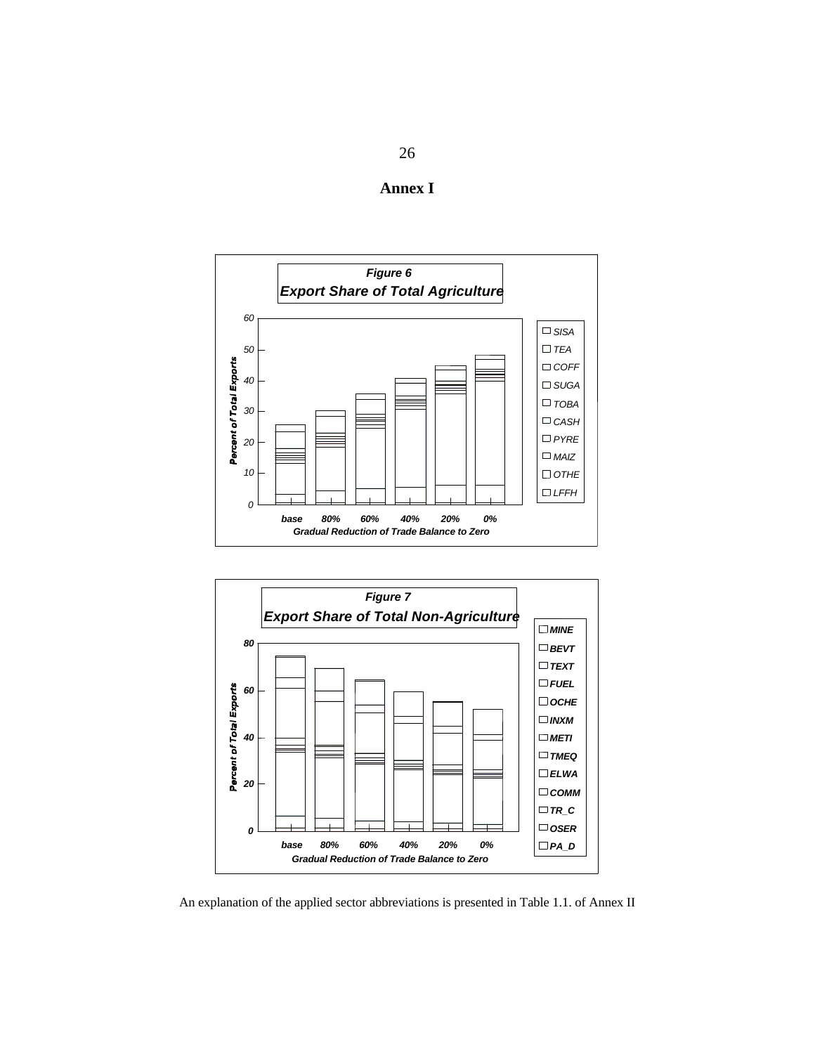## Annex I

**Figure 6**

**Export Share of Total Agriculture**

Percent of Total Exports

0, 10, 20, 30, 40, 50, 60

base, 80%, 60%, 40%, 20%, 0%

Gradual Reduction of Trade Balance to Zero

SISA, TEA, COFF, SUGA, TOBA, CASH, PYRE, MAIZ, OTHE, LFFH

**Figure 7**

**Export Share of Total Non-Agriculture**

Percent of Total Exports

0, 20, 40, 60, 80

base, 80%, 60%, 40%, 20%, 0%

Gradual Reduction of Trade Balance to Zero

MINE, BEVT, TEXT, FUEL, OCHE, INXM, METI, TMEQ, ELWA, COMM, TR_C, OSER, PA_D

An explanation of the applied sector abbreviations is presented in Table 1.1. of Annex II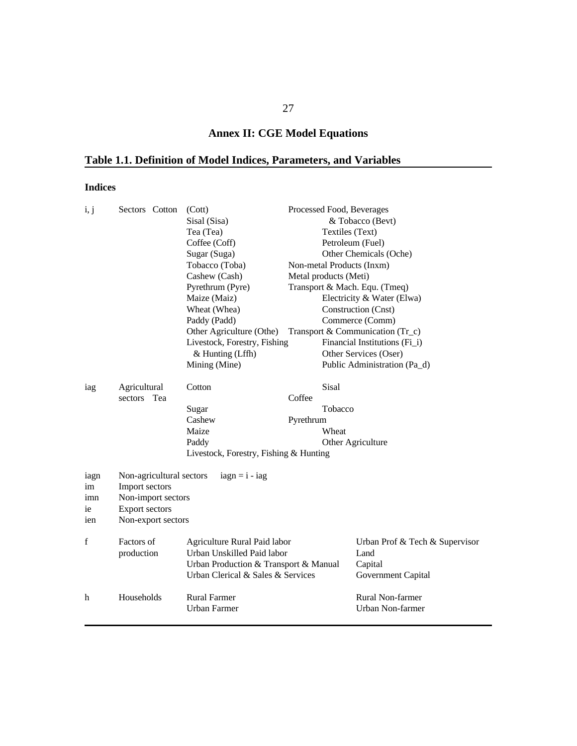# Annex II: CGE Model Equations

## Table 1.1. Definition of Model Indices, Parameters, and Variables

### Indices

| Index | Description | | |
|---|---|---|---|
| i, j | Sectors | Cotton (Cott) | Processed Food, Beverages & Tobacco (Bevt) |
| | | Sisal (Sisa) | Textiles (Text) |
| | | Tea (Tea) | Petroleum (Fuel) |
| | | Coffee (Coff) | Other Chemicals (Oche) |
| | | Sugar (Suga) | Non-metal Products (Inxm) |
| | | Tobacco (Toba) | Metal products (Meti) |
| | | Cashew (Cash) | Transport & Mach. Equ. (Tmeq) |
| | | Pyrethrum (Pyre) | Electricity & Water (Elwa) |
| | | Maize (Maiz) | Construction (Cnst) |
| | | Wheat (Whea) | Commerce (Comm) |
| | | Paddy (Padd) | Transport & Communication (Tr_c) |
| | | Other Agriculture (Othe) | Financial Institutions (Fi_i) |
| | | Livestock, Forestry, Fishing & Hunting (Lffh) | Other Services (Oser) |
| | | Mining (Mine) | Public Administration (Pa_d) |
| iag | Agricultural sectors | Cotton | Sisal |
| | | Tea | Coffee |
| | | Sugar | Tobacco |
| | | Cashew | Pyrethrum |
| | | Maize | Wheat |
| | | Paddy | Other Agriculture |
| | | Livestock, Forestry, Fishing & Hunting | |
| iagn | Non-agricultural sectors | iagn = i - iag | |
| im | Import sectors | | |
| imn | Non-import sectors | | |
| ie | Export sectors | | |
| ien | Non-export sectors | | |
| f | Factors of production | Agriculture Rural Paid labor | Urban Prof & Tech & Supervisor |
| | | Urban Unskilled Paid labor | Land |
| | | Urban Production & Transport & Manual | Capital |
| | | Urban Clerical & Sales & Services | Government Capital |
| h | Households | Rural Farmer | Rural Non-farmer |
| | | Urban Farmer | Urban Non-farmer |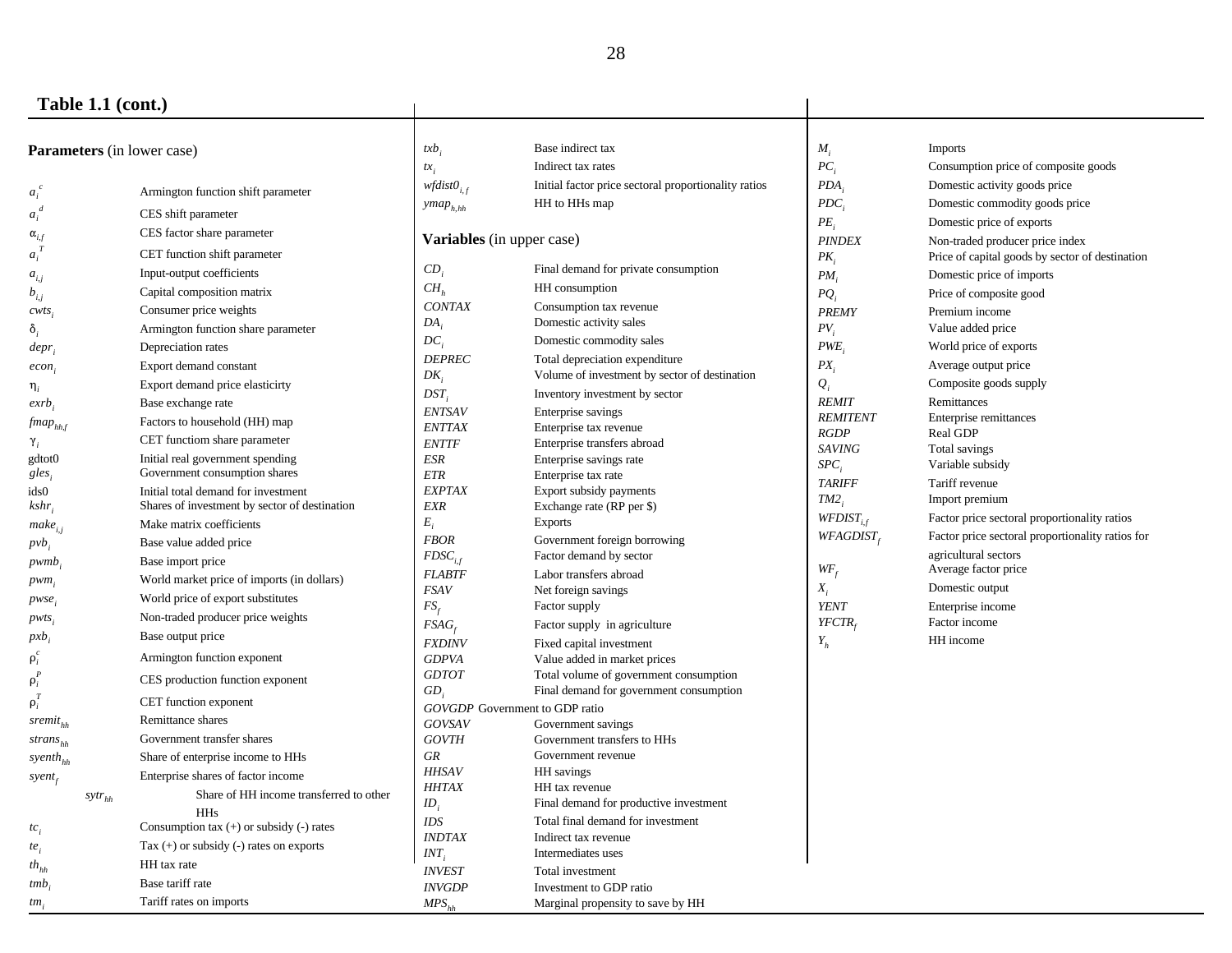**Table 1.1 (cont.)**

**Parameters** (in lower case)

| Symbol | Description |
|---|---|
| $a_i^c$ | Armington function shift parameter |
| $a_i^d$ | CES shift parameter |
| $\alpha_{i,f}$ | CES factor share parameter |
| $a_i^T$ | CET function shift parameter |
| $a_{i,j}$ | Input-output coefficients |
| $b_{i,j}$ | Capital composition matrix |
| $cwts_i$ | Consumer price weights |
| $\delta_i$ | Armington function share parameter |
| $depr_i$ | Depreciation rates |
| $econ_i$ | Export demand constant |
| $\eta_i$ | Export demand price elasticirty |
| $exrb_i$ | Base exchange rate |
| $fmap_{hh,f}$ | Factors to household (HH) map |
| $\gamma_i$ | CET functiom share parameter |
| gdtot0 | Initial real government spending |
| $gles_i$ | Government consumption shares |
| ids0 | Initial total demand for investment |
| $kshr_i$ | Shares of investment by sector of destination |
| $make_{i,j}$ | Make matrix coefficients |
| $pvb_i$ | Base value added price |
| $pwmb_i$ | Base import price |
| $pwm_i$ | World market price of imports (in dollars) |
| $pwse_i$ | World price of export substitutes |
| $pwts_i$ | Non-traded producer price weights |
| $pxb_i$ | Base output price |
| $\rho_i^c$ | Armington function exponent |
| $\rho_i^P$ | CES production function exponent |
| $\rho_i^T$ | CET function exponent |
| $sremit_{hh}$ | Remittance shares |
| $strans_{hh}$ | Government transfer shares |
| $syenth_{hh}$ | Share of enterprise income to HHs |
| $syent_f$ | Enterprise shares of factor income |
| $sytr_{hh}$ | Share of HH income transferred to other HHs |
| $tc_i$ | Consumption tax (+) or subsidy (-) rates |
| $te_i$ | Tax (+) or subsidy (-) rates on exports |
| $th_{hh}$ | HH tax rate |
| $tmb_i$ | Base tariff rate |
| $tm_i$ | Tariff rates on imports |
| $txb_i$ | Base indirect tax |
| $tx_i$ | Indirect tax rates |
| $wfdist0_{i,f}$ | Initial factor price sectoral proportionality ratios |
| $ymap_{h,hh}$ | HH to HHs map |

**Variables** (in upper case)

| Symbol | Description |
|---|---|
| $CD_i$ | Final demand for private consumption |
| $CH_h$ | HH consumption |
| $CONTAX$ | Consumption tax revenue |
| $DA_i$ | Domestic activity sales |
| $DC_i$ | Domestic commodity sales |
| $DEPREC$ | Total depreciation expenditure |
| $DK_i$ | Volume of investment by sector of destination |
| $DST_i$ | Inventory investment by sector |
| $ENTSAV$ | Enterprise savings |
| $ENTTAX$ | Enterprise tax revenue |
| $ENTTF$ | Enterprise transfers abroad |
| $ESR$ | Enterprise savings rate |
| $ETR$ | Enterprise tax rate |
| $EXPTAX$ | Export subsidy payments |
| $EXR$ | Exchange rate (RP per $) |
| $E_i$ | Exports |
| $FBOR$ | Government foreign borrowing |
| $FDSC_{i,f}$ | Factor demand by sector |
| $FLABTF$ | Labor transfers abroad |
| $FSAV$ | Net foreign savings |
| $FS_f$ | Factor supply |
| $FSAG_f$ | Factor supply in agriculture |
| $FXDINV$ | Fixed capital investment |
| $GDPVA$ | Value added in market prices |
| $GDTOT$ | Total volume of government consumption |
| $GD_i$ | Final demand for government consumption |
| $GOVGDP$ | Government to GDP ratio |
| $GOVSAV$ | Government savings |
| $GOVTH$ | Government transfers to HHs |
| $GR$ | Government revenue |
| $HHSAV$ | HH savings |
| $HHTAX$ | HH tax revenue |
| $ID_i$ | Final demand for productive investment |
| $IDS$ | Total final demand for investment |
| $INDTAX$ | Indirect tax revenue |
| $INT_i$ | Intermediates uses |
| $INVEST$ | Total investment |
| $INVGDP$ | Investment to GDP ratio |
| $MPS_{hh}$ | Marginal propensity to save by HH |
| $M_i$ | Imports |
| $PC_i$ | Consumption price of composite goods |
| $PDA_i$ | Domestic activity goods price |
| $PDC_i$ | Domestic commodity goods price |
| $PE_i$ | Domestic price of exports |
| $PINDEX$ | Non-traded producer price index |
| $PK_i$ | Price of capital goods by sector of destination |
| $PM_i$ | Domestic price of imports |
| $PQ_i$ | Price of composite good |
| $PREMY$ | Premium income |
| $PV_i$ | Value added price |
| $PWE_i$ | World price of exports |
| $PX_i$ | Average output price |
| $Q_i$ | Composite goods supply |
| $REMIT$ | Remittances |
| $REMITENT$ | Enterprise remittances |
| $RGDP$ | Real GDP |
| $SAVING$ | Total savings |
| $SPC_i$ | Variable subsidy |
| $TARIFF$ | Tariff revenue |
| $TM2_i$ | Import premium |
| $WFDIST_{i,f}$ | Factor price sectoral proportionality ratios |
| $WFAGDIST_f$ | Factor price sectoral proportionality ratios for agricultural sectors |
| $WF_f$ | Average factor price |
| $X_i$ | Domestic output |
| $YENT$ | Enterprise income |
| $YFCTR_f$ | Factor income |
| $Y_h$ | HH income |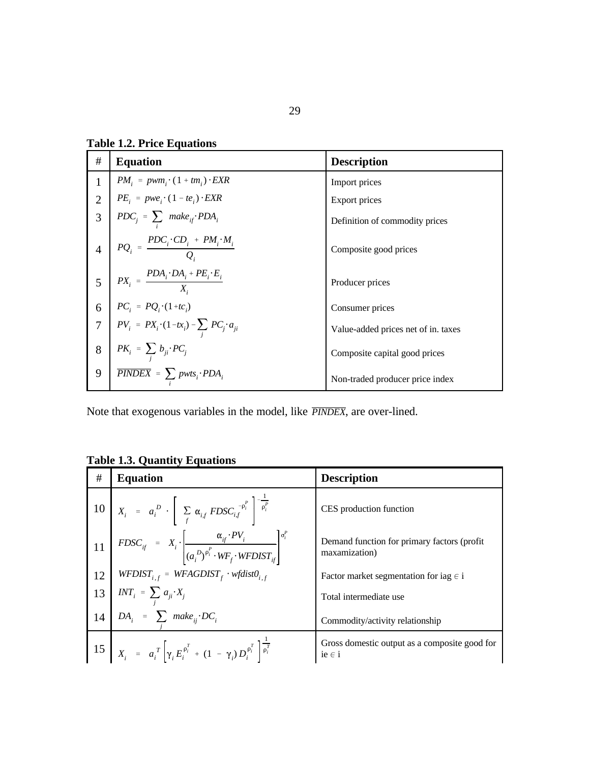**Table 1.2. Price Equations**

| # | Equation | Description |
|---|---|---|
| 1 | $PM_i = pwm_i \cdot (1 + tm_i) \cdot EXR$ | Import prices |
| 2 | $PE_i = pwe_i \cdot (1 - te_i) \cdot EXR$ | Export prices |
| 3 | $PDC_j = \sum_i make_{if} \cdot PDA_i$ | Definition of commodity prices |
| 4 | $PQ_i = \dfrac{PDC_i \cdot CD_i + PM_i \cdot M_i}{Q_i}$ | Composite good prices |
| 5 | $PX_i = \dfrac{PDA_i \cdot DA_i + PE_i \cdot E_i}{X_i}$ | Producer prices |
| 6 | $PC_i = PQ_i \cdot (1 + tc_i)$ | Consumer prices |
| 7 | $PV_i = PX_i \cdot (1 - tx_i) - \sum_j PC_j \cdot a_{ji}$ | Value-added prices net of in. taxes |
| 8 | $PK_i = \sum_j b_{ji} \cdot PC_j$ | Composite capital good prices |
| 9 | $\overline{PINDEX} = \sum_i pwts_i \cdot PDA_i$ | Non-traded producer price index |

Note that exogenous variables in the model, like $\overline{PINDEX}$, are over-lined.

**Table 1.3. Quantity Equations**

| # | Equation | Description |
|---|---|---|
| 10 | $X_i = a_i^D \cdot \left[ \sum_f \alpha_{i,f} \, FDSC_{i,f}^{-\rho_i^P} \right]^{-\frac{1}{\rho_i^P}}$ | CES production function |
| 11 | $FDSC_{if} = X_i \cdot \left[ \dfrac{\alpha_{if} \cdot PV_i}{(a_i^D)^{\rho_i^P} \cdot WF_f \cdot WFDIST_{if}} \right]^{\sigma_i^P}$ | Demand function for primary factors (profit maxamization) |
| 12 | $WFDIST_{i,f} = WFAGDIST_f \cdot wfdist0_{i,f}$ | Factor market segmentation for iag $\in$ i |
| 13 | $INT_i = \sum_j a_{ji} \cdot X_j$ | Total intermediate use |
| 14 | $DA_i = \sum_j make_{ij} \cdot DC_i$ | Commodity/activity relationship |
| 15 | $X_i = a_i^T \left[ \gamma_i E_i^{\rho_i^T} + (1 - \gamma_i) D_i^{\rho_i^T} \right]^{\frac{1}{\rho_i^T}}$ | Gross domestic output as a composite good for ie $\in$ i |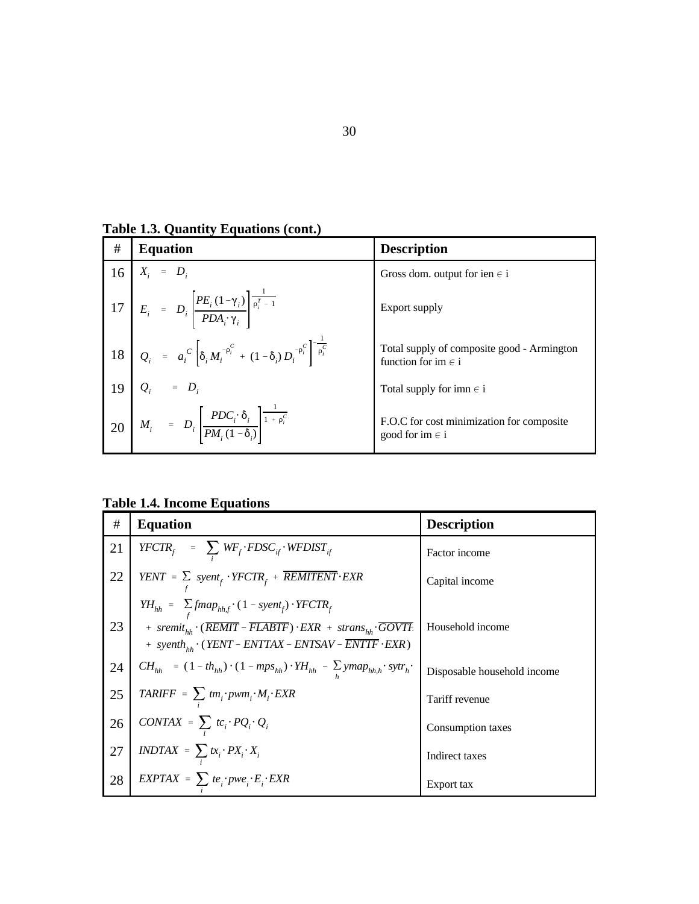**Table 1.3. Quantity Equations (cont.)**

| # | Equation | Description |
|---|---|---|
| 16 | $X_i \;=\; D_i$ | Gross dom. output for ien ∈ i |
| 17 | $E_i \;=\; D_i \left[ \frac{PE_i\,(1-\gamma_i)}{PDA_i \cdot \gamma_i} \right]^{\frac{1}{\rho_i^T - 1}}$ | Export supply |
| 18 | $Q_i \;=\; a_i^C \left[ \delta_i\, M_i^{-\rho_i^C} \;+\; (1-\delta_i)\, D_i^{-\rho_i^C} \right]^{-\frac{1}{\rho_i^C}}$ | Total supply of composite good - Armington function for im ∈ i |
| 19 | $Q_i \;=\; D_i$ | Total supply for imn ∈ i |
| 20 | $M_i \;=\; D_i \left[ \frac{PDC_i \cdot \delta_i}{PM_i\,(1-\delta_i)} \right]^{\frac{1}{1\,+\,\rho_i^C}}$ | F.O.C for cost minimization for composite good for im ∈ i |

**Table 1.4. Income Equations**

| # | Equation | Description |
|---|---|---|
| 21 | $YFCTR_f \;=\; \sum_i WF_f \cdot FDSC_{if} \cdot WFDIST_{if}$ | Factor income |
| 22 | $YENT \;=\; \sum_f syent_f \cdot YFCTR_f \;+\; \overline{REMITENT} \cdot EXR$ | Capital income |
| 23 | $YH_{hh} \;=\; \sum_f fmap_{hh,f} \cdot (1 - syent_f) \cdot YFCTR_f$ $+\; sremit_{hh} \cdot (\overline{REMIT} - \overline{FLABTF}) \cdot EXR \;+\; strans_{hh} \cdot \overline{GOVTF}$ $+\; syenth_{hh} \cdot (YENT - ENTTAX - ENTSAV - \overline{ENTTF} \cdot EXR)$ | Household income |
| 24 | $CH_{hh} \;=\; (1 - th_{hh}) \cdot (1 - mps_{hh}) \cdot YH_{hh} \;-\; \sum_h ymap_{hh,h} \cdot sytr_h \cdot$ | Disposable household income |
| 25 | $TARIFF \;=\; \sum_i tm_i \cdot pwm_i \cdot M_i \cdot EXR$ | Tariff revenue |
| 26 | $CONTAX \;=\; \sum_i tc_i \cdot PQ_i \cdot Q_i$ | Consumption taxes |
| 27 | $INDTAX \;=\; \sum_i tx_i \cdot PX_i \cdot X_i$ | Indirect taxes |
| 28 | $EXPTAX \;=\; \sum_i te_i \cdot pwe_i \cdot E_i \cdot EXR$ | Export tax |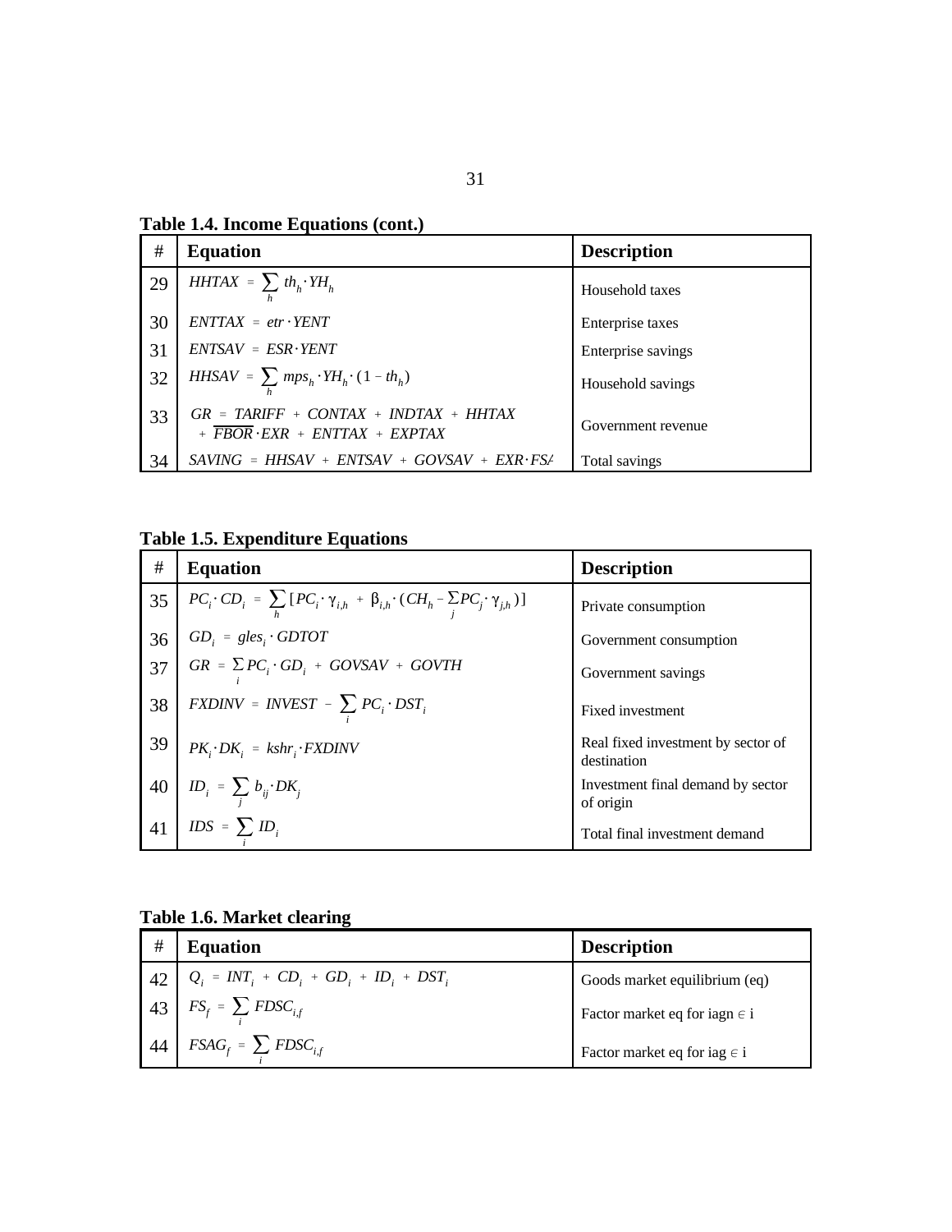**Table 1.4. Income Equations (cont.)**

| # | Equation | Description |
|---|---|---|
| 29 | $HHTAX = \sum_h th_h \cdot YH_h$ | Household taxes |
| 30 | $ENTTAX = etr \cdot YENT$ | Enterprise taxes |
| 31 | $ENTSAV = ESR \cdot YENT$ | Enterprise savings |
| 32 | $HHSAV = \sum_h mps_h \cdot YH_h \cdot (1 - th_h)$ | Household savings |
| 33 | $GR = TARIFF + CONTAX + INDTAX + HHTAX + \overline{FBOR} \cdot EXR + ENTTAX + EXPTAX$ | Government revenue |
| 34 | $SAVING = HHSAV + ENTSAV + GOVSAV + EXR \cdot FSA$ | Total savings |

**Table 1.5. Expenditure Equations**

| # | Equation | Description |
|---|---|---|
| 35 | $PC_i \cdot CD_i = \sum_h [PC_i \cdot \gamma_{i,h} + \beta_{i,h} \cdot (CH_h - \sum_j PC_j \cdot \gamma_{j,h})]$ | Private consumption |
| 36 | $GD_i = gles_i \cdot GDTOT$ | Government consumption |
| 37 | $GR = \sum_i PC_i \cdot GD_i + GOVSAV + GOVTH$ | Government savings |
| 38 | $FXDINV = INVEST - \sum_i PC_i \cdot DST_i$ | Fixed investment |
| 39 | $PK_i \cdot DK_i = kshr_i \cdot FXDINV$ | Real fixed investment by sector of destination |
| 40 | $ID_i = \sum_j b_{ij} \cdot DK_j$ | Investment final demand by sector of origin |
| 41 | $IDS = \sum_i ID_i$ | Total final investment demand |

**Table 1.6. Market clearing**

| # | Equation | Description |
|---|---|---|
| 42 | $Q_i = INT_i + CD_i + GD_i + ID_i + DST_i$ | Goods market equilibrium (eq) |
| 43 | $FS_f = \sum_i FDSC_{i,f}$ | Factor market eq for iagn $\in$ i |
| 44 | $FSAG_f = \sum_i FDSC_{i,f}$ | Factor market eq for iag $\in$ i |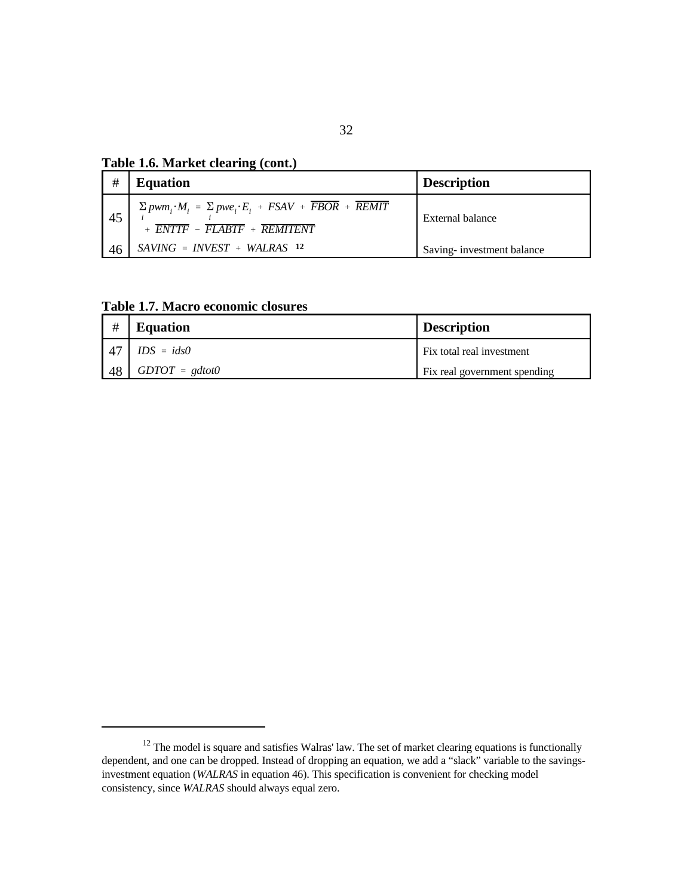**Table 1.6. Market clearing (cont.)**

| # | Equation | Description |
|---|---|---|
| 45 | $\sum_i pwm_i \cdot M_i = \sum_i pwe_i \cdot E_i + FSAV + \overline{FBOR} + \overline{REMIT} + \overline{ENTTF} - \overline{FLABTF} + \overline{REMITENT}$ | External balance |
| 46 | $SAVING = INVEST + WALRAS$ [12] | Saving- investment balance |

**Table 1.7. Macro economic closures**

| # | Equation | Description |
|---|---|---|
| 47 | $IDS = ids0$ | Fix total real investment |
| 48 | $GDTOT = gdtot0$ | Fix real government spending |

[12] The model is square and satisfies Walras' law. The set of market clearing equations is functionally dependent, and one can be dropped. Instead of dropping an equation, we add a "slack" variable to the savings-investment equation (*WALRAS* in equation 46). This specification is convenient for checking model consistency, since *WALRAS* should always equal zero.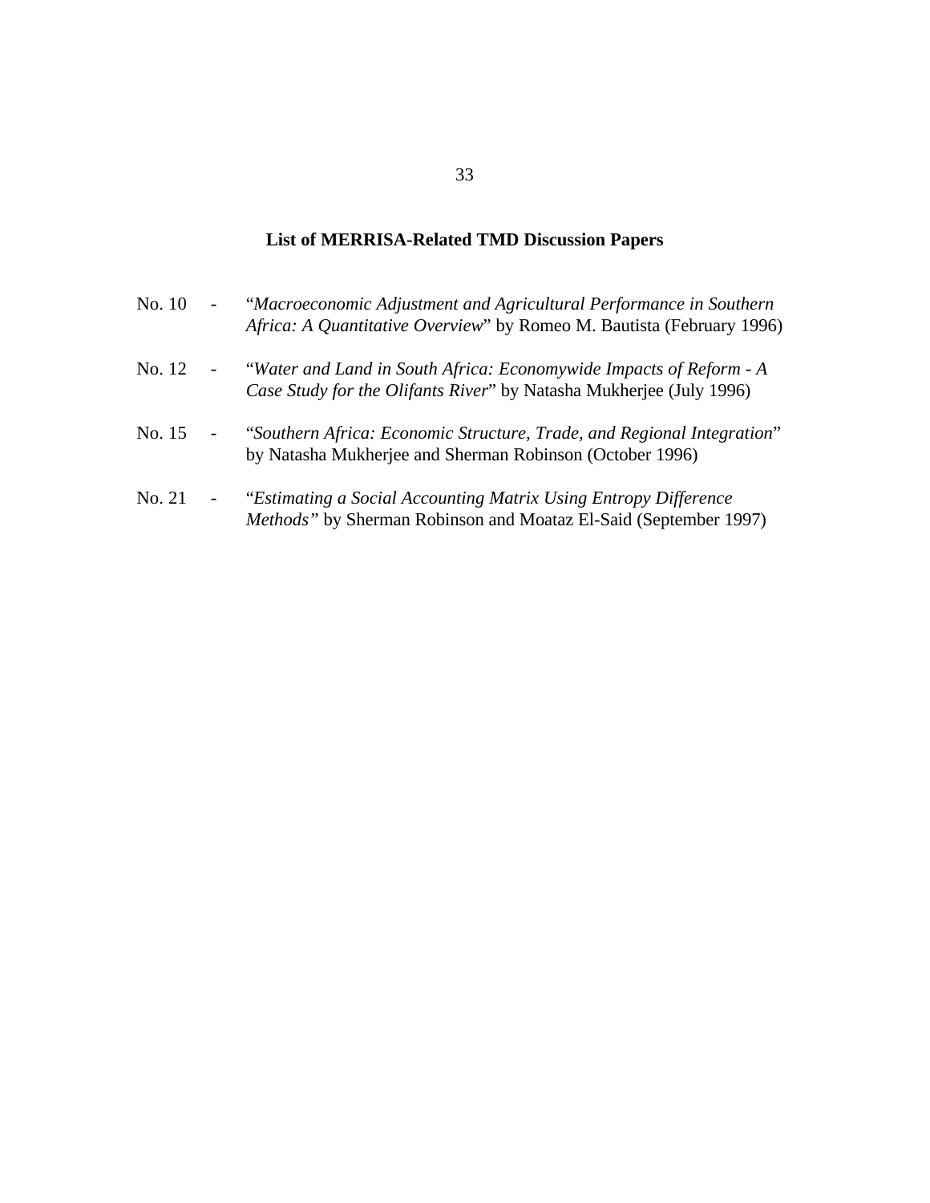## List of MERRISA-Related TMD Discussion Papers

No. 10 - "*Macroeconomic Adjustment and Agricultural Performance in Southern Africa: A Quantitative Overview*" by Romeo M. Bautista (February 1996)

No. 12 - "*Water and Land in South Africa: Economywide Impacts of Reform - A Case Study for the Olifants River*" by Natasha Mukherjee (July 1996)

No. 15 - "*Southern Africa: Economic Structure, Trade, and Regional Integration*" by Natasha Mukherjee and Sherman Robinson (October 1996)

No. 21 - "*Estimating a Social Accounting Matrix Using Entropy Difference Methods"* by Sherman Robinson and Moataz El-Said (September 1997)